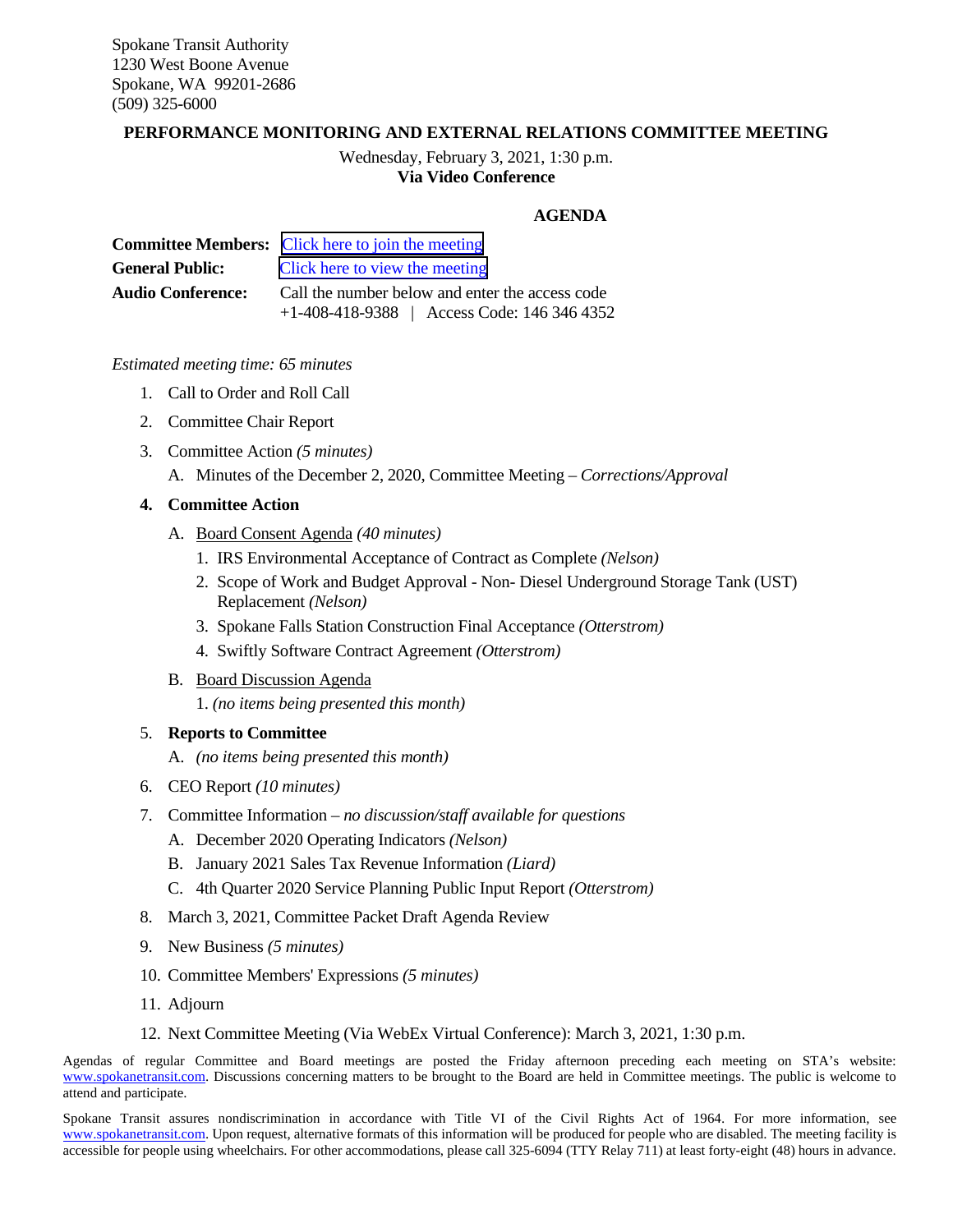Spokane Transit Authority
1230 West Boone Avenue
Spokane, WA 99201-2686
(509) 325-6000

## PERFORMANCE MONITORING AND EXTERNAL RELATIONS COMMITTEE MEETING

Wednesday, February 3, 2021, 1:30 p.m.
**Via Video Conference**

### AGENDA

| | |
|---|---|
| **Committee Members:** | Click here to join the meeting |
| **General Public:** | Click here to view the meeting |
| **Audio Conference:** | Call the number below and enter the access code<br>+1-408-418-9388 \| Access Code: 146 346 4352 |

*Estimated meeting time: 65 minutes*

1. Call to Order and Roll Call
2. Committee Chair Report
3. Committee Action *(5 minutes)*
   A. Minutes of the December 2, 2020, Committee Meeting – *Corrections/Approval*
4. **Committee Action**
   A. Board Consent Agenda *(40 minutes)*
      1. IRS Environmental Acceptance of Contract as Complete *(Nelson)*
      2. Scope of Work and Budget Approval - Non- Diesel Underground Storage Tank (UST) Replacement *(Nelson)*
      3. Spokane Falls Station Construction Final Acceptance *(Otterstrom)*
      4. Swiftly Software Contract Agreement *(Otterstrom)*

   B. Board Discussion Agenda
      1. *(no items being presented this month)*
5. **Reports to Committee**
   A. *(no items being presented this month)*
6. CEO Report *(10 minutes)*
7. Committee Information – *no discussion/staff available for questions*
   A. December 2020 Operating Indicators *(Nelson)*
   B. January 2021 Sales Tax Revenue Information *(Liard)*
   C. 4th Quarter 2020 Service Planning Public Input Report *(Otterstrom)*
8. March 3, 2021, Committee Packet Draft Agenda Review
9. New Business *(5 minutes)*
10. Committee Members' Expressions *(5 minutes)*
11. Adjourn
12. Next Committee Meeting (Via WebEx Virtual Conference): March 3, 2021, 1:30 p.m.

Agendas of regular Committee and Board meetings are posted the Friday afternoon preceding each meeting on STA's website: www.spokanetransit.com. Discussions concerning matters to be brought to the Board are held in Committee meetings. The public is welcome to attend and participate.

Spokane Transit assures nondiscrimination in accordance with Title VI of the Civil Rights Act of 1964. For more information, see www.spokanetransit.com. Upon request, alternative formats of this information will be produced for people who are disabled. The meeting facility is accessible for people using wheelchairs. For other accommodations, please call 325-6094 (TTY Relay 711) at least forty-eight (48) hours in advance.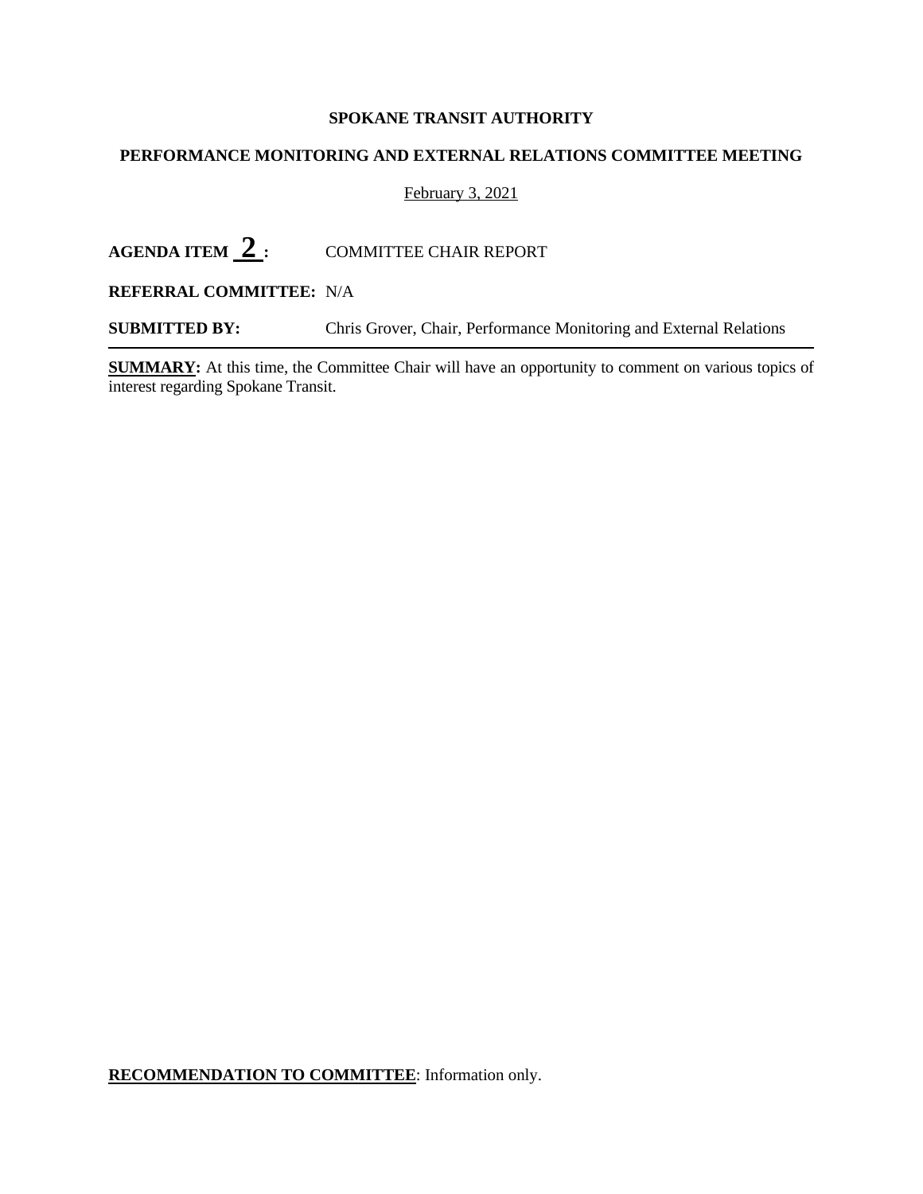**SPOKANE TRANSIT AUTHORITY**

**PERFORMANCE MONITORING AND EXTERNAL RELATIONS COMMITTEE MEETING**

February 3, 2021

**AGENDA ITEM 2 :** COMMITTEE CHAIR REPORT

**REFERRAL COMMITTEE:** N/A

**SUBMITTED BY:** Chris Grover, Chair, Performance Monitoring and External Relations

---

**SUMMARY:** At this time, the Committee Chair will have an opportunity to comment on various topics of interest regarding Spokane Transit.

**RECOMMENDATION TO COMMITTEE**: Information only.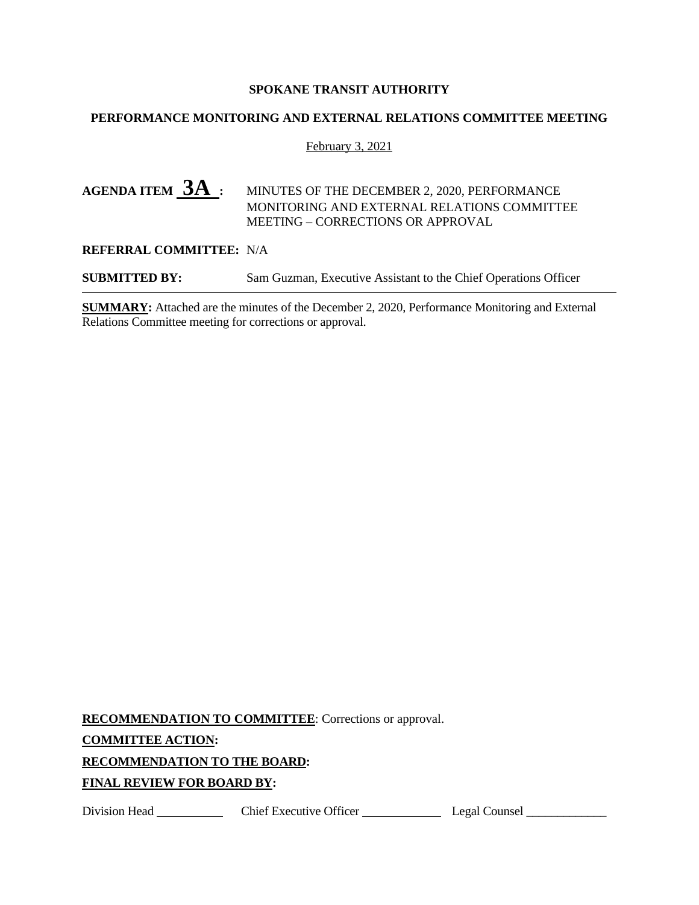**SPOKANE TRANSIT AUTHORITY**

**PERFORMANCE MONITORING AND EXTERNAL RELATIONS COMMITTEE MEETING**

February 3, 2021

**AGENDA ITEM 3A :** MINUTES OF THE DECEMBER 2, 2020, PERFORMANCE MONITORING AND EXTERNAL RELATIONS COMMITTEE MEETING – CORRECTIONS OR APPROVAL

**REFERRAL COMMITTEE:** N/A

**SUBMITTED BY:** Sam Guzman, Executive Assistant to the Chief Operations Officer

---

**SUMMARY:** Attached are the minutes of the December 2, 2020, Performance Monitoring and External Relations Committee meeting for corrections or approval.

**RECOMMENDATION TO COMMITTEE**: Corrections or approval.

**COMMITTEE ACTION:**

**RECOMMENDATION TO THE BOARD:**

**FINAL REVIEW FOR BOARD BY:**

Division Head ___________ Chief Executive Officer _____________ Legal Counsel _____________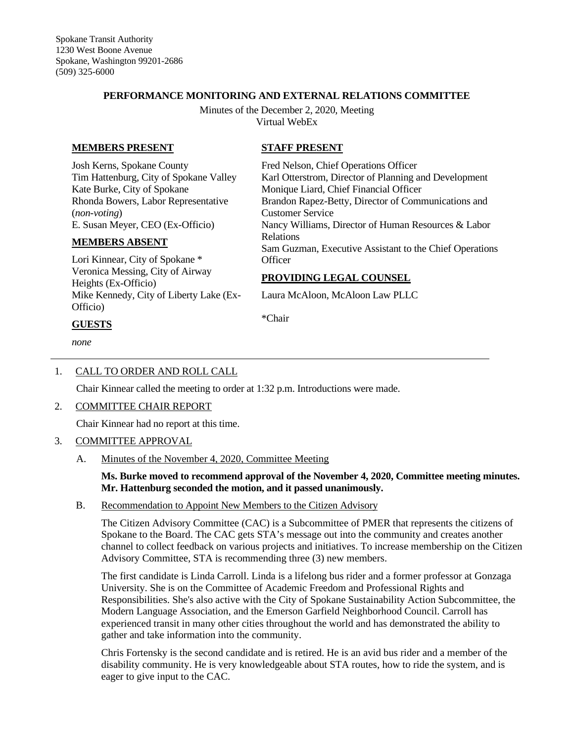Spokane Transit Authority
1230 West Boone Avenue
Spokane, Washington 99201-2686
(509) 325-6000

**PERFORMANCE MONITORING AND EXTERNAL RELATIONS COMMITTEE**

Minutes of the December 2, 2020, Meeting
Virtual WebEx

**MEMBERS PRESENT**

Josh Kerns, Spokane County
Tim Hattenburg, City of Spokane Valley
Kate Burke, City of Spokane
Rhonda Bowers, Labor Representative (*non-voting*)
E. Susan Meyer, CEO (Ex-Officio)

**MEMBERS ABSENT**

Lori Kinnear, City of Spokane *
Veronica Messing, City of Airway Heights (Ex-Officio)
Mike Kennedy, City of Liberty Lake (Ex-Officio)

**GUESTS**

*none*

**STAFF PRESENT**

Fred Nelson, Chief Operations Officer
Karl Otterstrom, Director of Planning and Development
Monique Liard, Chief Financial Officer
Brandon Rapez-Betty, Director of Communications and Customer Service
Nancy Williams, Director of Human Resources & Labor Relations
Sam Guzman, Executive Assistant to the Chief Operations Officer

**PROVIDING LEGAL COUNSEL**

Laura McAloon, McAloon Law PLLC

*Chair

---

1. CALL TO ORDER AND ROLL CALL

   Chair Kinnear called the meeting to order at 1:32 p.m. Introductions were made.

2. COMMITTEE CHAIR REPORT

   Chair Kinnear had no report at this time.

3. COMMITTEE APPROVAL

   A. Minutes of the November 4, 2020, Committee Meeting

   **Ms. Burke moved to recommend approval of the November 4, 2020, Committee meeting minutes. Mr. Hattenburg seconded the motion, and it passed unanimously.**

   B. Recommendation to Appoint New Members to the Citizen Advisory

   The Citizen Advisory Committee (CAC) is a Subcommittee of PMER that represents the citizens of Spokane to the Board. The CAC gets STA's message out into the community and creates another channel to collect feedback on various projects and initiatives. To increase membership on the Citizen Advisory Committee, STA is recommending three (3) new members.

   The first candidate is Linda Carroll. Linda is a lifelong bus rider and a former professor at Gonzaga University. She is on the Committee of Academic Freedom and Professional Rights and Responsibilities. She's also active with the City of Spokane Sustainability Action Subcommittee, the Modern Language Association, and the Emerson Garfield Neighborhood Council. Carroll has experienced transit in many other cities throughout the world and has demonstrated the ability to gather and take information into the community.

   Chris Fortensky is the second candidate and is retired. He is an avid bus rider and a member of the disability community. He is very knowledgeable about STA routes, how to ride the system, and is eager to give input to the CAC.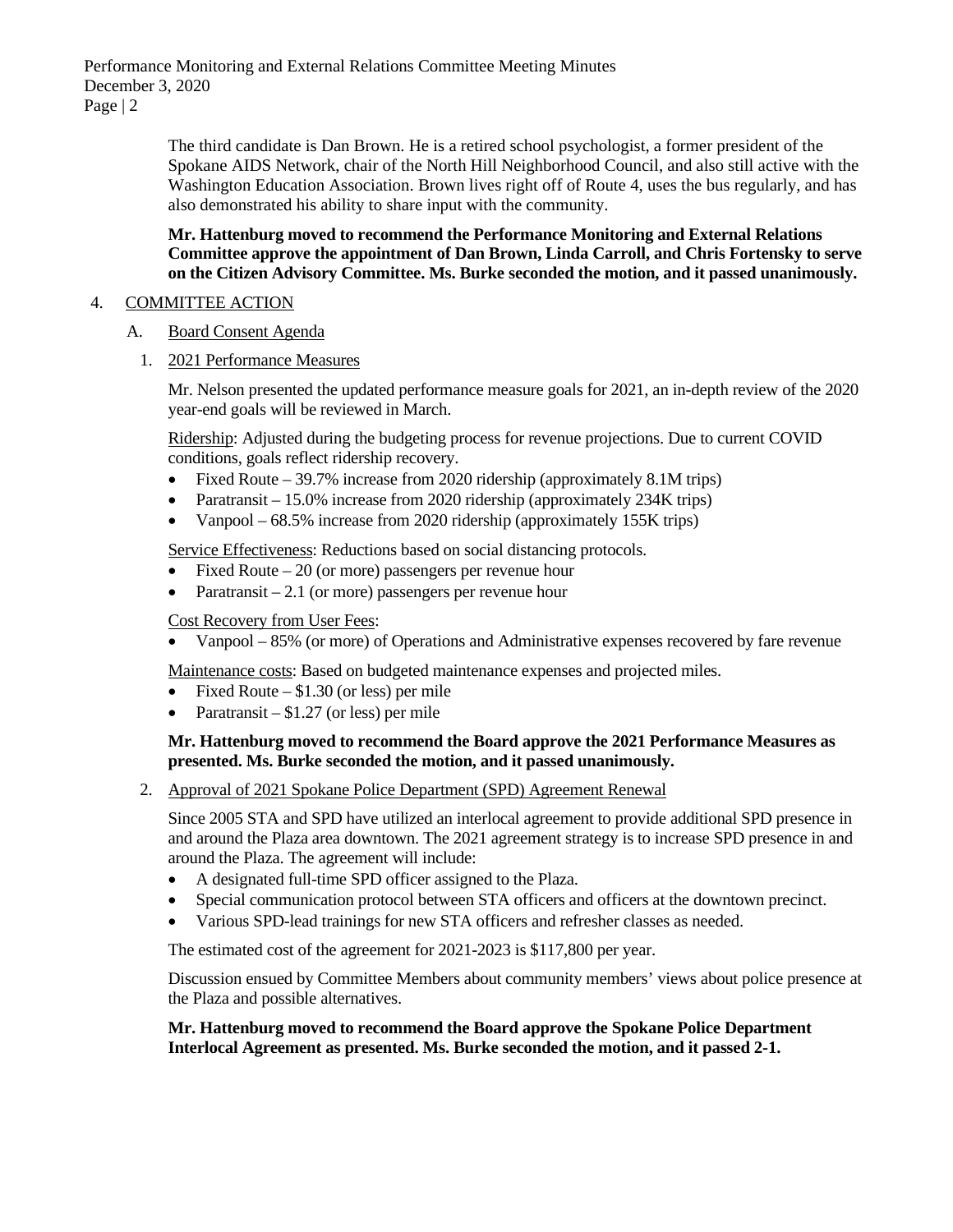The third candidate is Dan Brown. He is a retired school psychologist, a former president of the Spokane AIDS Network, chair of the North Hill Neighborhood Council, and also still active with the Washington Education Association. Brown lives right off of Route 4, uses the bus regularly, and has also demonstrated his ability to share input with the community.

**Mr. Hattenburg moved to recommend the Performance Monitoring and External Relations Committee approve the appointment of Dan Brown, Linda Carroll, and Chris Fortensky to serve on the Citizen Advisory Committee. Ms. Burke seconded the motion, and it passed unanimously.**

4. COMMITTEE ACTION

   A. Board Consent Agenda

      1. 2021 Performance Measures

         Mr. Nelson presented the updated performance measure goals for 2021, an in-depth review of the 2020 year-end goals will be reviewed in March.

         Ridership: Adjusted during the budgeting process for revenue projections. Due to current COVID conditions, goals reflect ridership recovery.

         - Fixed Route – 39.7% increase from 2020 ridership (approximately 8.1M trips)
         - Paratransit – 15.0% increase from 2020 ridership (approximately 234K trips)
         - Vanpool – 68.5% increase from 2020 ridership (approximately 155K trips)

         Service Effectiveness: Reductions based on social distancing protocols.

         - Fixed Route – 20 (or more) passengers per revenue hour
         - Paratransit – 2.1 (or more) passengers per revenue hour

         Cost Recovery from User Fees:

         - Vanpool – 85% (or more) of Operations and Administrative expenses recovered by fare revenue

         Maintenance costs: Based on budgeted maintenance expenses and projected miles.

         - Fixed Route – $1.30 (or less) per mile
         - Paratransit – $1.27 (or less) per mile

         **Mr. Hattenburg moved to recommend the Board approve the 2021 Performance Measures as presented. Ms. Burke seconded the motion, and it passed unanimously.**

      2. Approval of 2021 Spokane Police Department (SPD) Agreement Renewal

         Since 2005 STA and SPD have utilized an interlocal agreement to provide additional SPD presence in and around the Plaza area downtown. The 2021 agreement strategy is to increase SPD presence in and around the Plaza. The agreement will include:

         - A designated full-time SPD officer assigned to the Plaza.
         - Special communication protocol between STA officers and officers at the downtown precinct.
         - Various SPD-lead trainings for new STA officers and refresher classes as needed.

         The estimated cost of the agreement for 2021-2023 is $117,800 per year.

         Discussion ensued by Committee Members about community members' views about police presence at the Plaza and possible alternatives.

         **Mr. Hattenburg moved to recommend the Board approve the Spokane Police Department Interlocal Agreement as presented. Ms. Burke seconded the motion, and it passed 2-1.**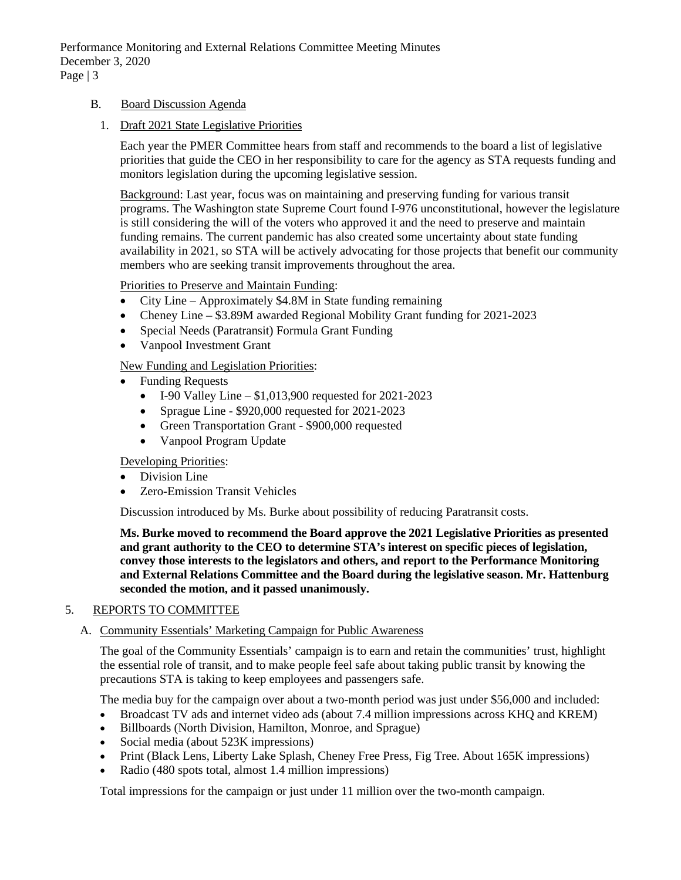B. Board Discussion Agenda

1. Draft 2021 State Legislative Priorities

Each year the PMER Committee hears from staff and recommends to the board a list of legislative priorities that guide the CEO in her responsibility to care for the agency as STA requests funding and monitors legislation during the upcoming legislative session.

Background: Last year, focus was on maintaining and preserving funding for various transit programs. The Washington state Supreme Court found I-976 unconstitutional, however the legislature is still considering the will of the voters who approved it and the need to preserve and maintain funding remains. The current pandemic has also created some uncertainty about state funding availability in 2021, so STA will be actively advocating for those projects that benefit our community members who are seeking transit improvements throughout the area.

Priorities to Preserve and Maintain Funding:

- City Line – Approximately $4.8M in State funding remaining
- Cheney Line – $3.89M awarded Regional Mobility Grant funding for 2021-2023
- Special Needs (Paratransit) Formula Grant Funding
- Vanpool Investment Grant

New Funding and Legislation Priorities:

- Funding Requests
    - I-90 Valley Line – $1,013,900 requested for 2021-2023
    - Sprague Line - $920,000 requested for 2021-2023
    - Green Transportation Grant - $900,000 requested
    - Vanpool Program Update

Developing Priorities:

- Division Line
- Zero-Emission Transit Vehicles

Discussion introduced by Ms. Burke about possibility of reducing Paratransit costs.

**Ms. Burke moved to recommend the Board approve the 2021 Legislative Priorities as presented and grant authority to the CEO to determine STA's interest on specific pieces of legislation, convey those interests to the legislators and others, and report to the Performance Monitoring and External Relations Committee and the Board during the legislative season. Mr. Hattenburg seconded the motion, and it passed unanimously.**

5. REPORTS TO COMMITTEE

A. Community Essentials' Marketing Campaign for Public Awareness

The goal of the Community Essentials' campaign is to earn and retain the communities' trust, highlight the essential role of transit, and to make people feel safe about taking public transit by knowing the precautions STA is taking to keep employees and passengers safe.

The media buy for the campaign over about a two-month period was just under $56,000 and included:

- Broadcast TV ads and internet video ads (about 7.4 million impressions across KHQ and KREM)
- Billboards (North Division, Hamilton, Monroe, and Sprague)
- Social media (about 523K impressions)
- Print (Black Lens, Liberty Lake Splash, Cheney Free Press, Fig Tree. About 165K impressions)
- Radio (480 spots total, almost 1.4 million impressions)

Total impressions for the campaign or just under 11 million over the two-month campaign.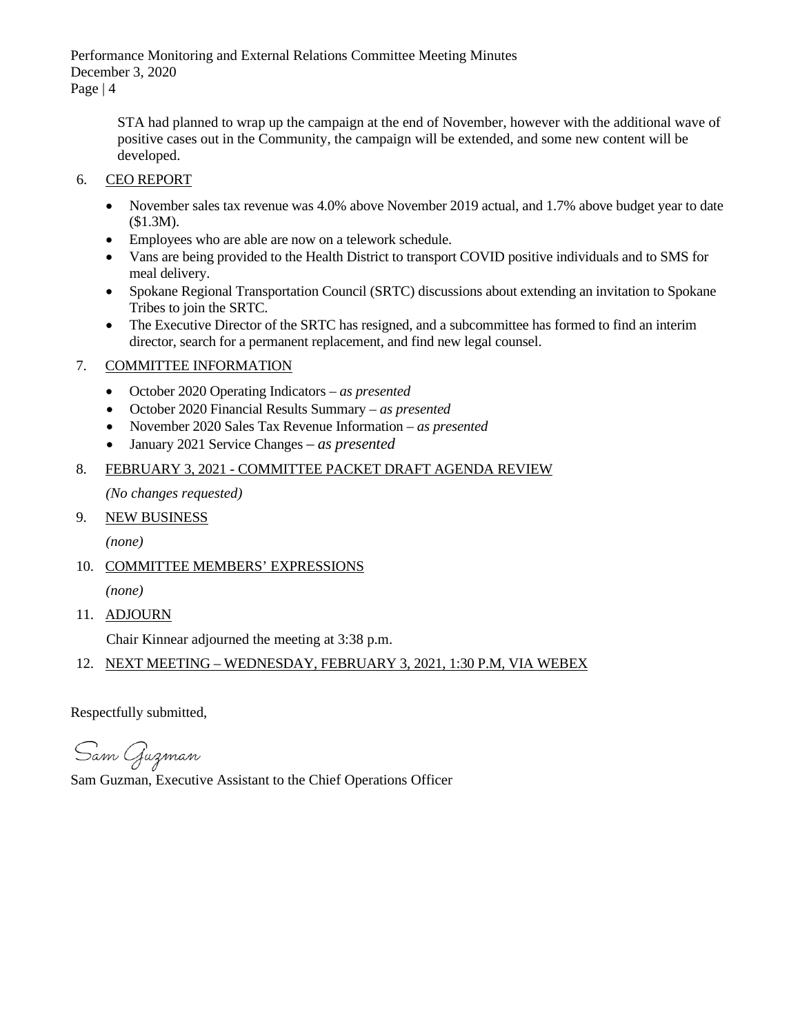STA had planned to wrap up the campaign at the end of November, however with the additional wave of positive cases out in the Community, the campaign will be extended, and some new content will be developed.

6. CEO REPORT

- November sales tax revenue was 4.0% above November 2019 actual, and 1.7% above budget year to date ($1.3M).
- Employees who are able are now on a telework schedule.
- Vans are being provided to the Health District to transport COVID positive individuals and to SMS for meal delivery.
- Spokane Regional Transportation Council (SRTC) discussions about extending an invitation to Spokane Tribes to join the SRTC.
- The Executive Director of the SRTC has resigned, and a subcommittee has formed to find an interim director, search for a permanent replacement, and find new legal counsel.

7. COMMITTEE INFORMATION

- October 2020 Operating Indicators – *as presented*
- October 2020 Financial Results Summary – *as presented*
- November 2020 Sales Tax Revenue Information – *as presented*
- January 2021 Service Changes – *as presented*

8. FEBRUARY 3, 2021 - COMMITTEE PACKET DRAFT AGENDA REVIEW

   *(No changes requested)*

9. NEW BUSINESS

   *(none)*

10. COMMITTEE MEMBERS' EXPRESSIONS

    *(none)*

11. ADJOURN

    Chair Kinnear adjourned the meeting at 3:38 p.m.

12. NEXT MEETING – WEDNESDAY, FEBRUARY 3, 2021, 1:30 P.M, VIA WEBEX

Respectfully submitted,

*Sam Guzman*

Sam Guzman, Executive Assistant to the Chief Operations Officer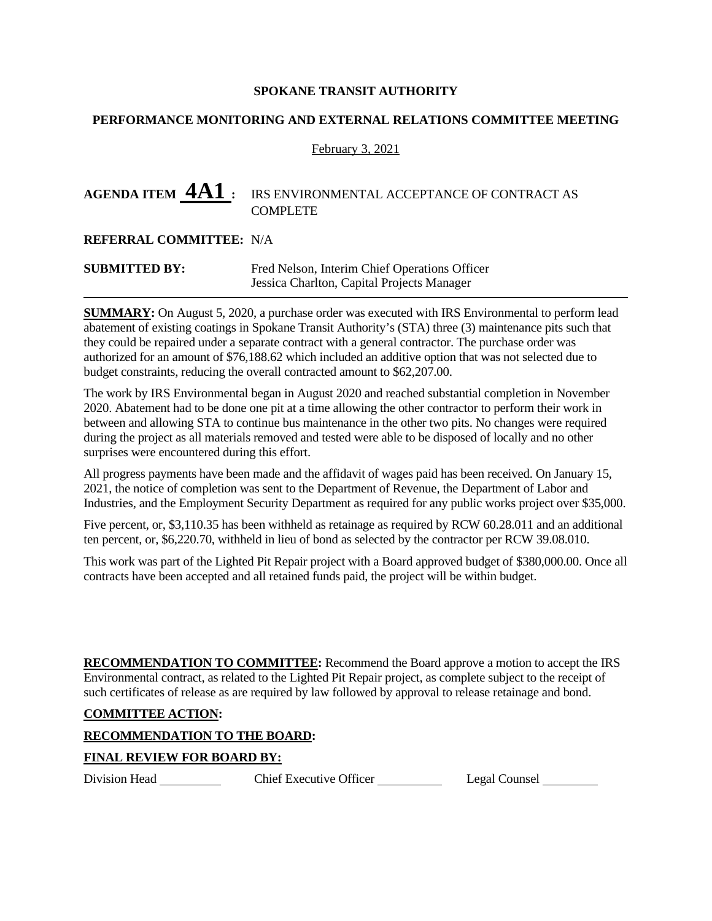**SPOKANE TRANSIT AUTHORITY**

**PERFORMANCE MONITORING AND EXTERNAL RELATIONS COMMITTEE MEETING**

February 3, 2021

**AGENDA ITEM 4A1 :** IRS ENVIRONMENTAL ACCEPTANCE OF CONTRACT AS COMPLETE

**REFERRAL COMMITTEE:** N/A

**SUBMITTED BY:** Fred Nelson, Interim Chief Operations Officer
Jessica Charlton, Capital Projects Manager

---

**SUMMARY:** On August 5, 2020, a purchase order was executed with IRS Environmental to perform lead abatement of existing coatings in Spokane Transit Authority's (STA) three (3) maintenance pits such that they could be repaired under a separate contract with a general contractor. The purchase order was authorized for an amount of $76,188.62 which included an additive option that was not selected due to budget constraints, reducing the overall contracted amount to $62,207.00.

The work by IRS Environmental began in August 2020 and reached substantial completion in November 2020. Abatement had to be done one pit at a time allowing the other contractor to perform their work in between and allowing STA to continue bus maintenance in the other two pits. No changes were required during the project as all materials removed and tested were able to be disposed of locally and no other surprises were encountered during this effort.

All progress payments have been made and the affidavit of wages paid has been received. On January 15, 2021, the notice of completion was sent to the Department of Revenue, the Department of Labor and Industries, and the Employment Security Department as required for any public works project over $35,000.

Five percent, or, $3,110.35 has been withheld as retainage as required by RCW 60.28.011 and an additional ten percent, or, $6,220.70, withheld in lieu of bond as selected by the contractor per RCW 39.08.010.

This work was part of the Lighted Pit Repair project with a Board approved budget of $380,000.00. Once all contracts have been accepted and all retained funds paid, the project will be within budget.

**RECOMMENDATION TO COMMITTEE:** Recommend the Board approve a motion to accept the IRS Environmental contract, as related to the Lighted Pit Repair project, as complete subject to the receipt of such certificates of release as are required by law followed by approval to release retainage and bond.

**COMMITTEE ACTION:**

**RECOMMENDATION TO THE BOARD:**

**FINAL REVIEW FOR BOARD BY:**

Division Head ________ Chief Executive Officer ________ Legal Counsel ________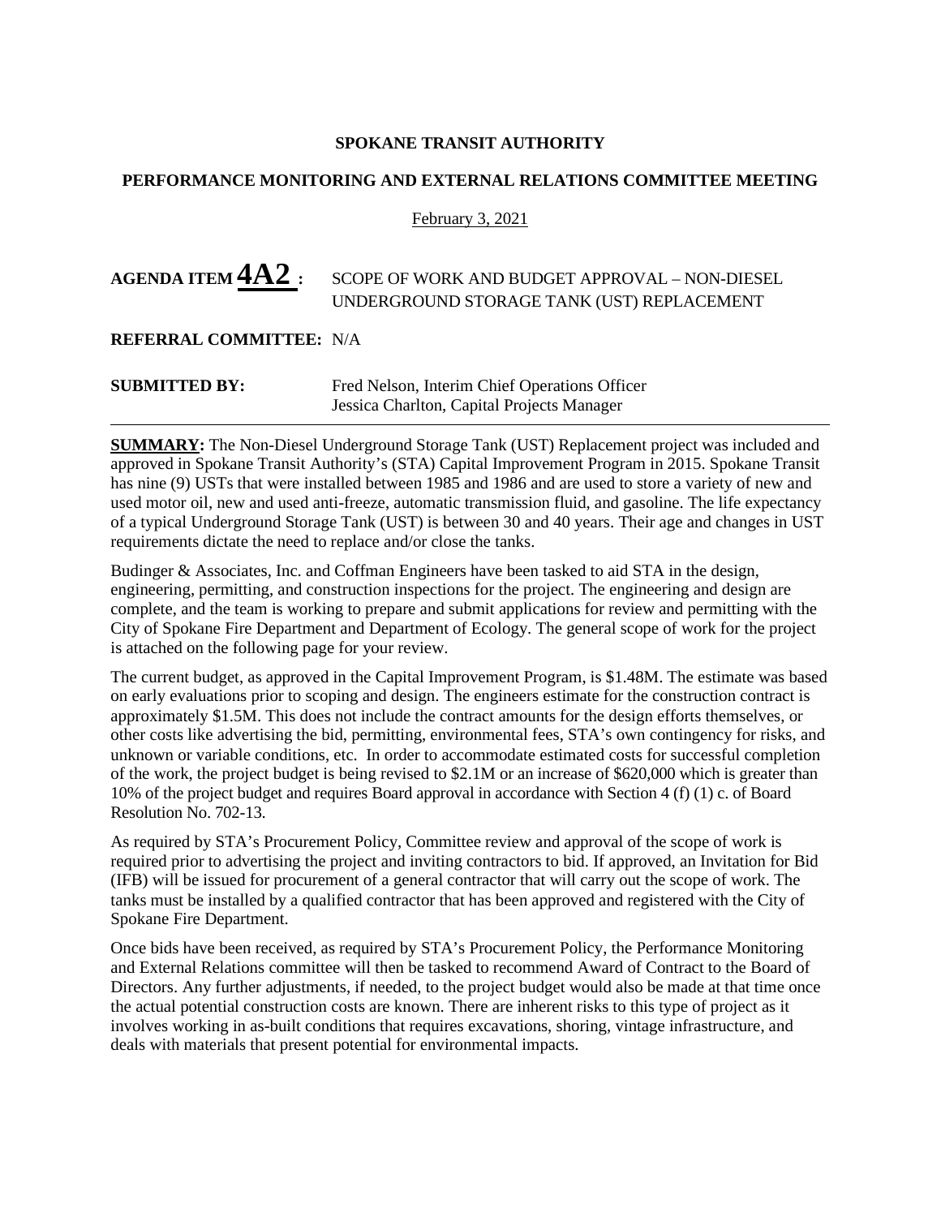**SPOKANE TRANSIT AUTHORITY**

**PERFORMANCE MONITORING AND EXTERNAL RELATIONS COMMITTEE MEETING**

February 3, 2021

**AGENDA ITEM 4A2 :** SCOPE OF WORK AND BUDGET APPROVAL – NON-DIESEL UNDERGROUND STORAGE TANK (UST) REPLACEMENT

**REFERRAL COMMITTEE:** N/A

**SUBMITTED BY:** Fred Nelson, Interim Chief Operations Officer
Jessica Charlton, Capital Projects Manager

---

**SUMMARY:** The Non-Diesel Underground Storage Tank (UST) Replacement project was included and approved in Spokane Transit Authority's (STA) Capital Improvement Program in 2015. Spokane Transit has nine (9) USTs that were installed between 1985 and 1986 and are used to store a variety of new and used motor oil, new and used anti-freeze, automatic transmission fluid, and gasoline. The life expectancy of a typical Underground Storage Tank (UST) is between 30 and 40 years. Their age and changes in UST requirements dictate the need to replace and/or close the tanks.

Budinger & Associates, Inc. and Coffman Engineers have been tasked to aid STA in the design, engineering, permitting, and construction inspections for the project. The engineering and design are complete, and the team is working to prepare and submit applications for review and permitting with the City of Spokane Fire Department and Department of Ecology. The general scope of work for the project is attached on the following page for your review.

The current budget, as approved in the Capital Improvement Program, is $1.48M. The estimate was based on early evaluations prior to scoping and design. The engineers estimate for the construction contract is approximately $1.5M. This does not include the contract amounts for the design efforts themselves, or other costs like advertising the bid, permitting, environmental fees, STA's own contingency for risks, and unknown or variable conditions, etc. In order to accommodate estimated costs for successful completion of the work, the project budget is being revised to $2.1M or an increase of $620,000 which is greater than 10% of the project budget and requires Board approval in accordance with Section 4 (f) (1) c. of Board Resolution No. 702-13.

As required by STA's Procurement Policy, Committee review and approval of the scope of work is required prior to advertising the project and inviting contractors to bid. If approved, an Invitation for Bid (IFB) will be issued for procurement of a general contractor that will carry out the scope of work. The tanks must be installed by a qualified contractor that has been approved and registered with the City of Spokane Fire Department.

Once bids have been received, as required by STA's Procurement Policy, the Performance Monitoring and External Relations committee will then be tasked to recommend Award of Contract to the Board of Directors. Any further adjustments, if needed, to the project budget would also be made at that time once the actual potential construction costs are known. There are inherent risks to this type of project as it involves working in as-built conditions that requires excavations, shoring, vintage infrastructure, and deals with materials that present potential for environmental impacts.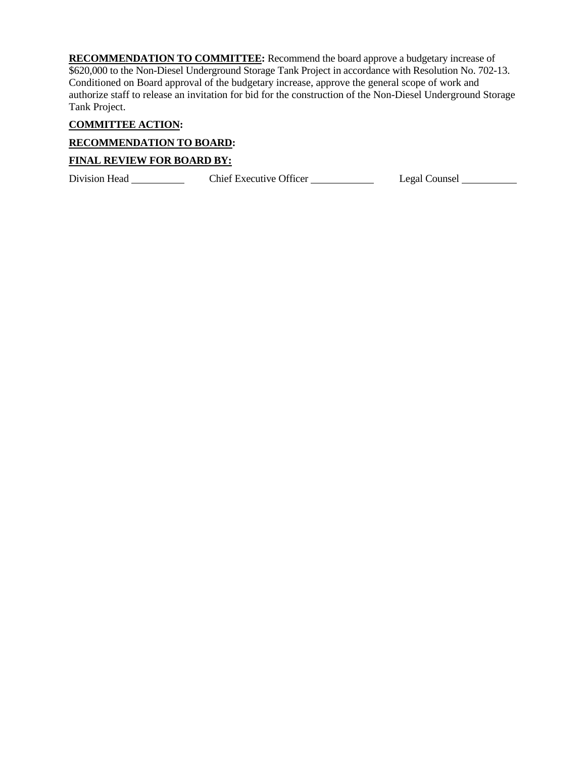**RECOMMENDATION TO COMMITTEE:** Recommend the board approve a budgetary increase of $620,000 to the Non-Diesel Underground Storage Tank Project in accordance with Resolution No. 702-13. Conditioned on Board approval of the budgetary increase, approve the general scope of work and authorize staff to release an invitation for bid for the construction of the Non-Diesel Underground Storage Tank Project.

**COMMITTEE ACTION:**

**RECOMMENDATION TO BOARD:**

**FINAL REVIEW FOR BOARD BY:**

Division Head ________ Chief Executive Officer ________ Legal Counsel ________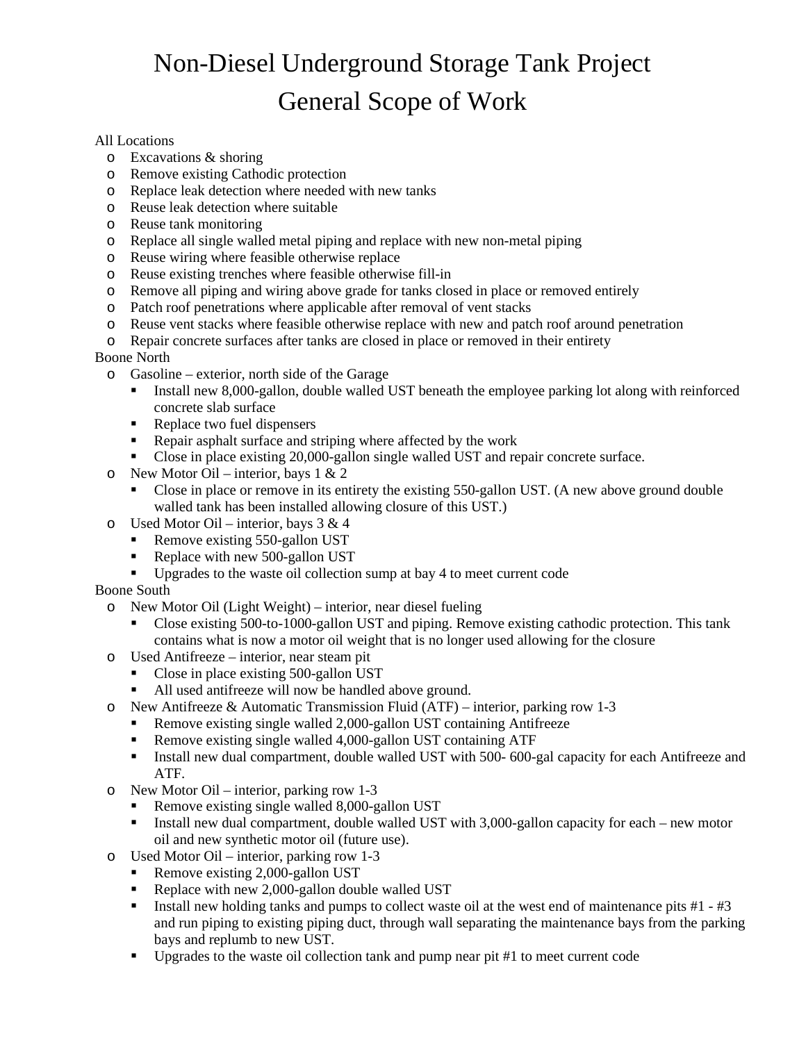# Non-Diesel Underground Storage Tank Project

# General Scope of Work

All Locations

- Excavations & shoring
- Remove existing Cathodic protection
- Replace leak detection where needed with new tanks
- Reuse leak detection where suitable
- Reuse tank monitoring
- Replace all single walled metal piping and replace with new non-metal piping
- Reuse wiring where feasible otherwise replace
- Reuse existing trenches where feasible otherwise fill-in
- Remove all piping and wiring above grade for tanks closed in place or removed entirely
- Patch roof penetrations where applicable after removal of vent stacks
- Reuse vent stacks where feasible otherwise replace with new and patch roof around penetration
- Repair concrete surfaces after tanks are closed in place or removed in their entirety

Boone North

- Gasoline – exterior, north side of the Garage
  - Install new 8,000-gallon, double walled UST beneath the employee parking lot along with reinforced concrete slab surface
  - Replace two fuel dispensers
  - Repair asphalt surface and striping where affected by the work
  - Close in place existing 20,000-gallon single walled UST and repair concrete surface.
- New Motor Oil – interior, bays 1 & 2
  - Close in place or remove in its entirety the existing 550-gallon UST. (A new above ground double walled tank has been installed allowing closure of this UST.)
- Used Motor Oil – interior, bays 3 & 4
  - Remove existing 550-gallon UST
  - Replace with new 500-gallon UST
  - Upgrades to the waste oil collection sump at bay 4 to meet current code

Boone South

- New Motor Oil (Light Weight) – interior, near diesel fueling
  - Close existing 500-to-1000-gallon UST and piping. Remove existing cathodic protection. This tank contains what is now a motor oil weight that is no longer used allowing for the closure
- Used Antifreeze – interior, near steam pit
  - Close in place existing 500-gallon UST
  - All used antifreeze will now be handled above ground.
- New Antifreeze & Automatic Transmission Fluid (ATF) – interior, parking row 1-3
  - Remove existing single walled 2,000-gallon UST containing Antifreeze
  - Remove existing single walled 4,000-gallon UST containing ATF
  - Install new dual compartment, double walled UST with 500- 600-gal capacity for each Antifreeze and ATF.
- New Motor Oil – interior, parking row 1-3
  - Remove existing single walled 8,000-gallon UST
  - Install new dual compartment, double walled UST with 3,000-gallon capacity for each – new motor oil and new synthetic motor oil (future use).
- Used Motor Oil – interior, parking row 1-3
  - Remove existing 2,000-gallon UST
  - Replace with new 2,000-gallon double walled UST
  - Install new holding tanks and pumps to collect waste oil at the west end of maintenance pits #1 - #3 and run piping to existing piping duct, through wall separating the maintenance bays from the parking bays and replumb to new UST.
  - Upgrades to the waste oil collection tank and pump near pit #1 to meet current code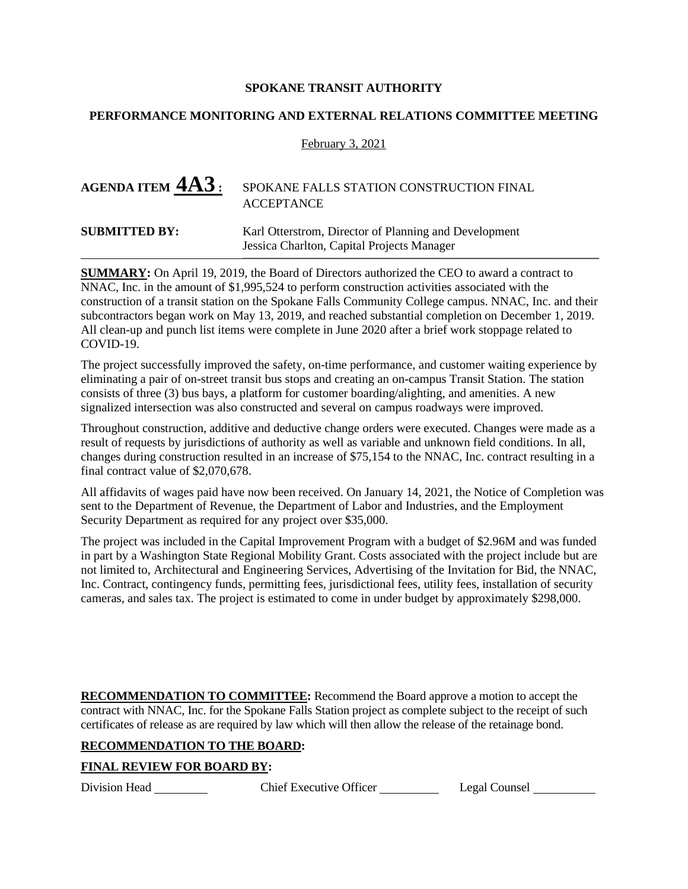**SPOKANE TRANSIT AUTHORITY**

**PERFORMANCE MONITORING AND EXTERNAL RELATIONS COMMITTEE MEETING**

February 3, 2021

**AGENDA ITEM 4A3:** SPOKANE FALLS STATION CONSTRUCTION FINAL ACCEPTANCE

**SUBMITTED BY:** Karl Otterstrom, Director of Planning and Development
Jessica Charlton, Capital Projects Manager

**SUMMARY:** On April 19, 2019, the Board of Directors authorized the CEO to award a contract to NNAC, Inc. in the amount of $1,995,524 to perform construction activities associated with the construction of a transit station on the Spokane Falls Community College campus. NNAC, Inc. and their subcontractors began work on May 13, 2019, and reached substantial completion on December 1, 2019. All clean-up and punch list items were complete in June 2020 after a brief work stoppage related to COVID-19.

The project successfully improved the safety, on-time performance, and customer waiting experience by eliminating a pair of on-street transit bus stops and creating an on-campus Transit Station. The station consists of three (3) bus bays, a platform for customer boarding/alighting, and amenities. A new signalized intersection was also constructed and several on campus roadways were improved.

Throughout construction, additive and deductive change orders were executed. Changes were made as a result of requests by jurisdictions of authority as well as variable and unknown field conditions. In all, changes during construction resulted in an increase of $75,154 to the NNAC, Inc. contract resulting in a final contract value of $2,070,678.

All affidavits of wages paid have now been received. On January 14, 2021, the Notice of Completion was sent to the Department of Revenue, the Department of Labor and Industries, and the Employment Security Department as required for any project over $35,000.

The project was included in the Capital Improvement Program with a budget of $2.96M and was funded in part by a Washington State Regional Mobility Grant. Costs associated with the project include but are not limited to, Architectural and Engineering Services, Advertising of the Invitation for Bid, the NNAC, Inc. Contract, contingency funds, permitting fees, jurisdictional fees, utility fees, installation of security cameras, and sales tax. The project is estimated to come in under budget by approximately $298,000.

**RECOMMENDATION TO COMMITTEE:** Recommend the Board approve a motion to accept the contract with NNAC, Inc. for the Spokane Falls Station project as complete subject to the receipt of such certificates of release as are required by law which will then allow the release of the retainage bond.

**RECOMMENDATION TO THE BOARD:**

**FINAL REVIEW FOR BOARD BY:**

Division Head ________ Chief Executive Officer ________ Legal Counsel ________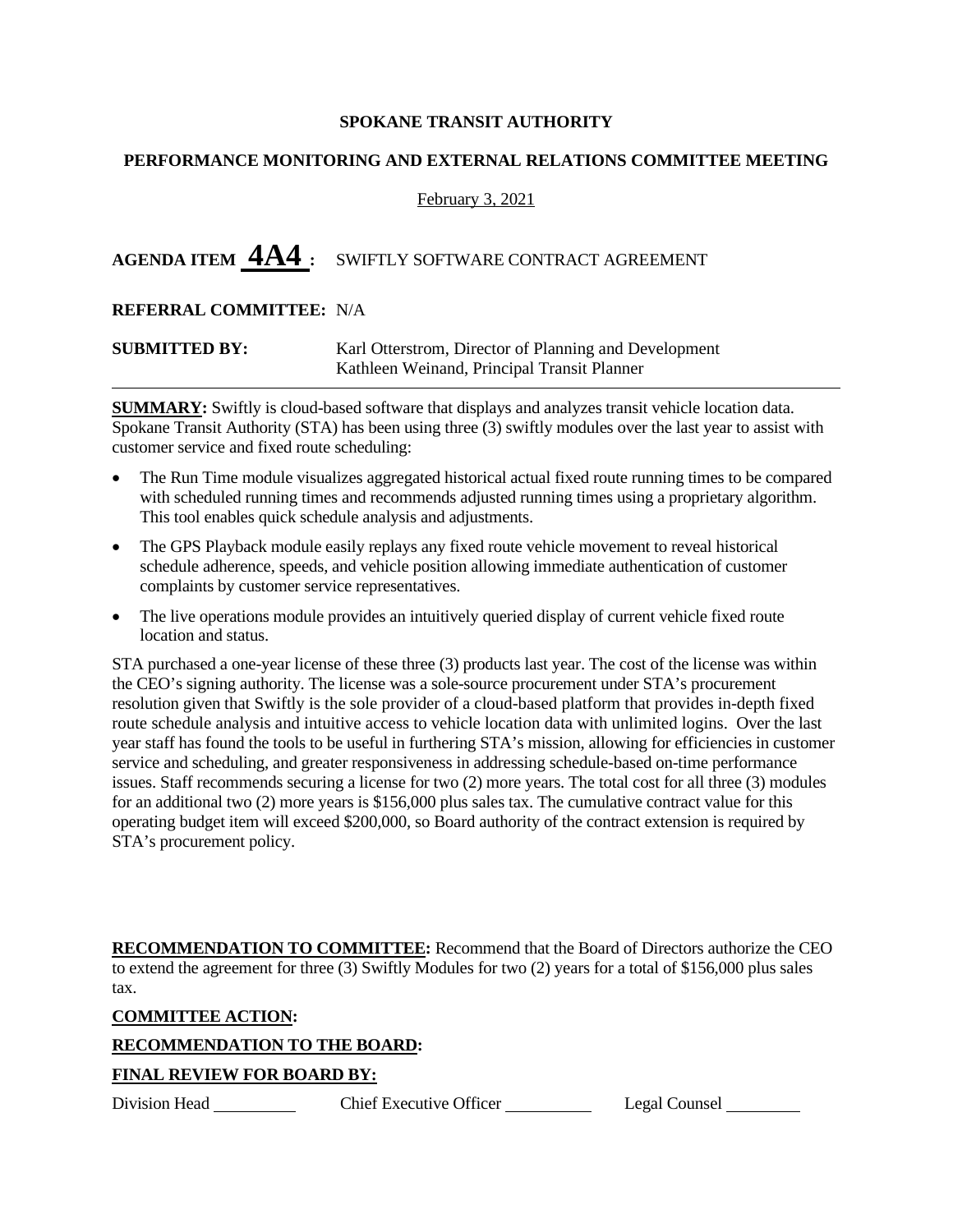**SPOKANE TRANSIT AUTHORITY**

**PERFORMANCE MONITORING AND EXTERNAL RELATIONS COMMITTEE MEETING**

February 3, 2021

**AGENDA ITEM 4A4 :** SWIFTLY SOFTWARE CONTRACT AGREEMENT

**REFERRAL COMMITTEE:** N/A

**SUBMITTED BY:** Karl Otterstrom, Director of Planning and Development
Kathleen Weinand, Principal Transit Planner

---

**SUMMARY:** Swiftly is cloud-based software that displays and analyzes transit vehicle location data. Spokane Transit Authority (STA) has been using three (3) swiftly modules over the last year to assist with customer service and fixed route scheduling:

- The Run Time module visualizes aggregated historical actual fixed route running times to be compared with scheduled running times and recommends adjusted running times using a proprietary algorithm. This tool enables quick schedule analysis and adjustments.
- The GPS Playback module easily replays any fixed route vehicle movement to reveal historical schedule adherence, speeds, and vehicle position allowing immediate authentication of customer complaints by customer service representatives.
- The live operations module provides an intuitively queried display of current vehicle fixed route location and status.

STA purchased a one-year license of these three (3) products last year. The cost of the license was within the CEO's signing authority. The license was a sole-source procurement under STA's procurement resolution given that Swiftly is the sole provider of a cloud-based platform that provides in-depth fixed route schedule analysis and intuitive access to vehicle location data with unlimited logins. Over the last year staff has found the tools to be useful in furthering STA's mission, allowing for efficiencies in customer service and scheduling, and greater responsiveness in addressing schedule-based on-time performance issues. Staff recommends securing a license for two (2) more years. The total cost for all three (3) modules for an additional two (2) more years is $156,000 plus sales tax. The cumulative contract value for this operating budget item will exceed $200,000, so Board authority of the contract extension is required by STA's procurement policy.

**RECOMMENDATION TO COMMITTEE:** Recommend that the Board of Directors authorize the CEO to extend the agreement for three (3) Swiftly Modules for two (2) years for a total of $156,000 plus sales tax.

**COMMITTEE ACTION:**

**RECOMMENDATION TO THE BOARD:**

**FINAL REVIEW FOR BOARD BY:**

Division Head \_\_\_\_\_\_\_\_\_\_ Chief Executive Officer \_\_\_\_\_\_\_\_\_\_ Legal Counsel \_\_\_\_\_\_\_\_\_\_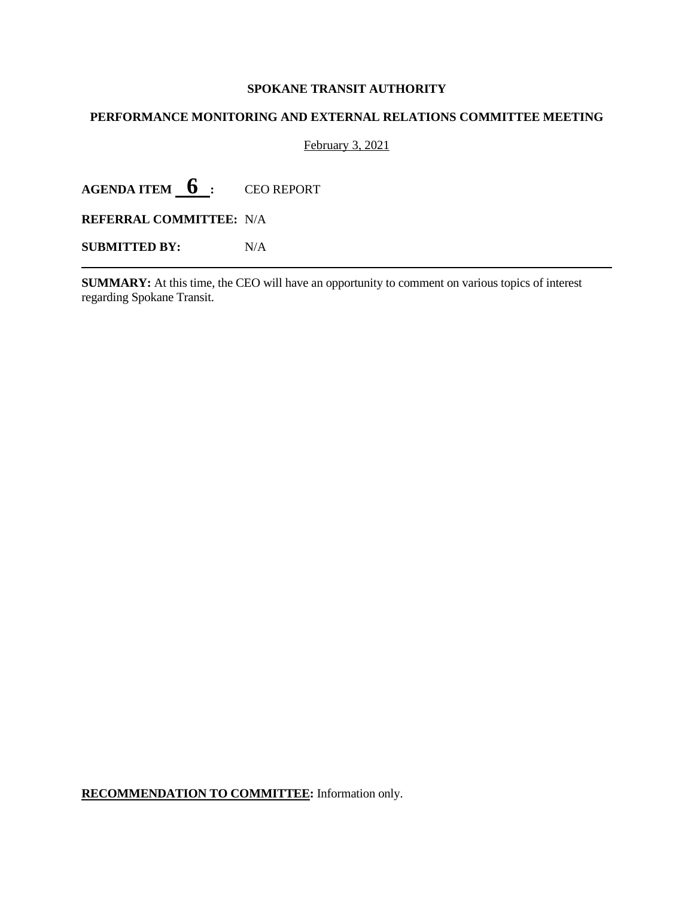**SPOKANE TRANSIT AUTHORITY**

**PERFORMANCE MONITORING AND EXTERNAL RELATIONS COMMITTEE MEETING**

February 3, 2021

**AGENDA ITEM 6 :** CEO REPORT

**REFERRAL COMMITTEE:** N/A

**SUBMITTED BY:** N/A

---

**SUMMARY:** At this time, the CEO will have an opportunity to comment on various topics of interest regarding Spokane Transit.

**RECOMMENDATION TO COMMITTEE:** Information only.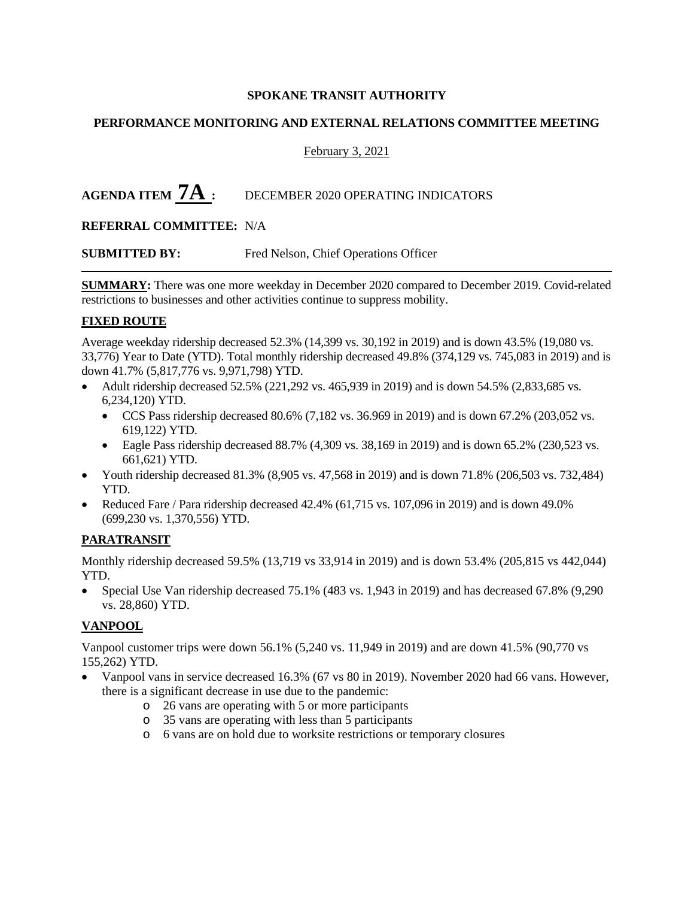**SPOKANE TRANSIT AUTHORITY**

**PERFORMANCE MONITORING AND EXTERNAL RELATIONS COMMITTEE MEETING**

February 3, 2021

**AGENDA ITEM 7A :** DECEMBER 2020 OPERATING INDICATORS

**REFERRAL COMMITTEE:** N/A

**SUBMITTED BY:** Fred Nelson, Chief Operations Officer

---

**SUMMARY:** There was one more weekday in December 2020 compared to December 2019. Covid-related restrictions to businesses and other activities continue to suppress mobility.

## FIXED ROUTE

Average weekday ridership decreased 52.3% (14,399 vs. 30,192 in 2019) and is down 43.5% (19,080 vs. 33,776) Year to Date (YTD). Total monthly ridership decreased 49.8% (374,129 vs. 745,083 in 2019) and is down 41.7% (5,817,776 vs. 9,971,798) YTD.

- Adult ridership decreased 52.5% (221,292 vs. 465,939 in 2019) and is down 54.5% (2,833,685 vs. 6,234,120) YTD.
  - CCS Pass ridership decreased 80.6% (7,182 vs. 36.969 in 2019) and is down 67.2% (203,052 vs. 619,122) YTD.
  - Eagle Pass ridership decreased 88.7% (4,309 vs. 38,169 in 2019) and is down 65.2% (230,523 vs. 661,621) YTD.
- Youth ridership decreased 81.3% (8,905 vs. 47,568 in 2019) and is down 71.8% (206,503 vs. 732,484) YTD.
- Reduced Fare / Para ridership decreased 42.4% (61,715 vs. 107,096 in 2019) and is down 49.0% (699,230 vs. 1,370,556) YTD.

## PARATRANSIT

Monthly ridership decreased 59.5% (13,719 vs 33,914 in 2019) and is down 53.4% (205,815 vs 442,044) YTD.

- Special Use Van ridership decreased 75.1% (483 vs. 1,943 in 2019) and has decreased 67.8% (9,290 vs. 28,860) YTD.

## VANPOOL

Vanpool customer trips were down 56.1% (5,240 vs. 11,949 in 2019) and are down 41.5% (90,770 vs 155,262) YTD.

- Vanpool vans in service decreased 16.3% (67 vs 80 in 2019). November 2020 had 66 vans. However, there is a significant decrease in use due to the pandemic:
  - 26 vans are operating with 5 or more participants
  - 35 vans are operating with less than 5 participants
  - 6 vans are on hold due to worksite restrictions or temporary closures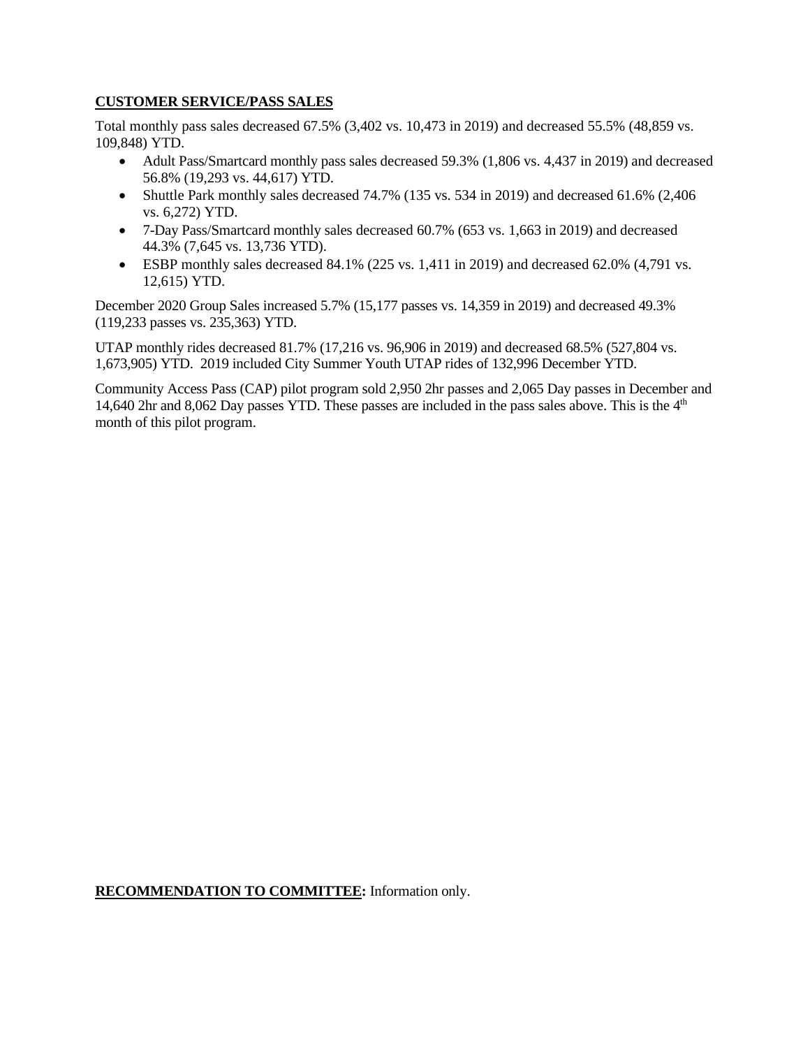**CUSTOMER SERVICE/PASS SALES**

Total monthly pass sales decreased 67.5% (3,402 vs. 10,473 in 2019) and decreased 55.5% (48,859 vs. 109,848) YTD.

- Adult Pass/Smartcard monthly pass sales decreased 59.3% (1,806 vs. 4,437 in 2019) and decreased 56.8% (19,293 vs. 44,617) YTD.
- Shuttle Park monthly sales decreased 74.7% (135 vs. 534 in 2019) and decreased 61.6% (2,406 vs. 6,272) YTD.
- 7-Day Pass/Smartcard monthly sales decreased 60.7% (653 vs. 1,663 in 2019) and decreased 44.3% (7,645 vs. 13,736 YTD).
- ESBP monthly sales decreased 84.1% (225 vs. 1,411 in 2019) and decreased 62.0% (4,791 vs. 12,615) YTD.

December 2020 Group Sales increased 5.7% (15,177 passes vs. 14,359 in 2019) and decreased 49.3% (119,233 passes vs. 235,363) YTD.

UTAP monthly rides decreased 81.7% (17,216 vs. 96,906 in 2019) and decreased 68.5% (527,804 vs. 1,673,905) YTD. 2019 included City Summer Youth UTAP rides of 132,996 December YTD.

Community Access Pass (CAP) pilot program sold 2,950 2hr passes and 2,065 Day passes in December and 14,640 2hr and 8,062 Day passes YTD. These passes are included in the pass sales above. This is the 4th month of this pilot program.

**RECOMMENDATION TO COMMITTEE:** Information only.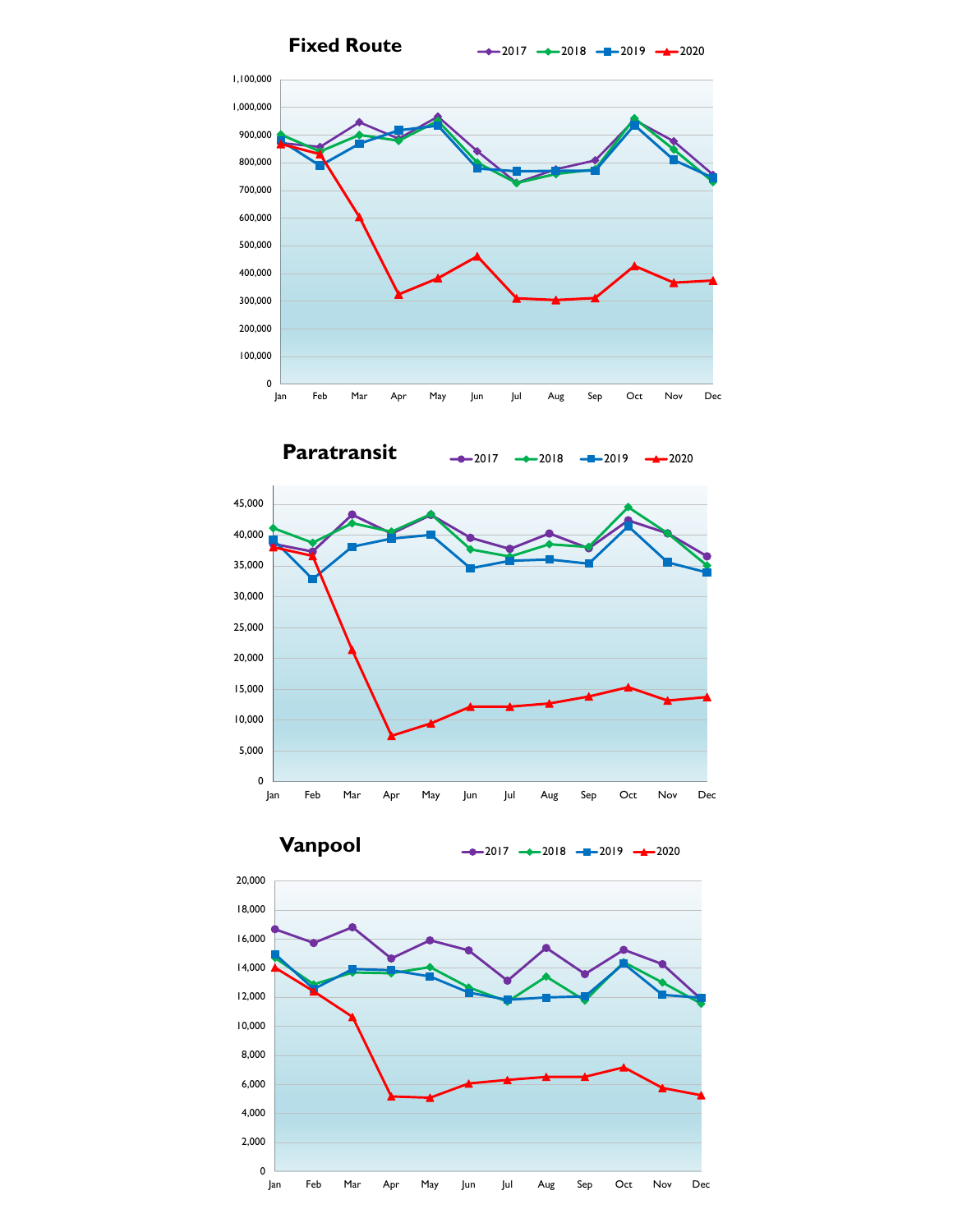## Fixed Route

2017 2018 2019 2020

1,100,000
1,000,000
900,000
800,000
700,000
600,000
500,000
400,000
300,000
200,000
100,000
0

Jan Feb Mar Apr May Jun Jul Aug Sep Oct Nov Dec

## Paratransit

2017 2018 2019 2020

45,000
40,000
35,000
30,000
25,000
20,000
15,000
10,000
5,000
0

Jan Feb Mar Apr May Jun Jul Aug Sep Oct Nov Dec

## Vanpool

2017 2018 2019 2020

20,000
18,000
16,000
14,000
12,000
10,000
8,000
6,000
4,000
2,000
0

Jan Feb Mar Apr May Jun Jul Aug Sep Oct Nov Dec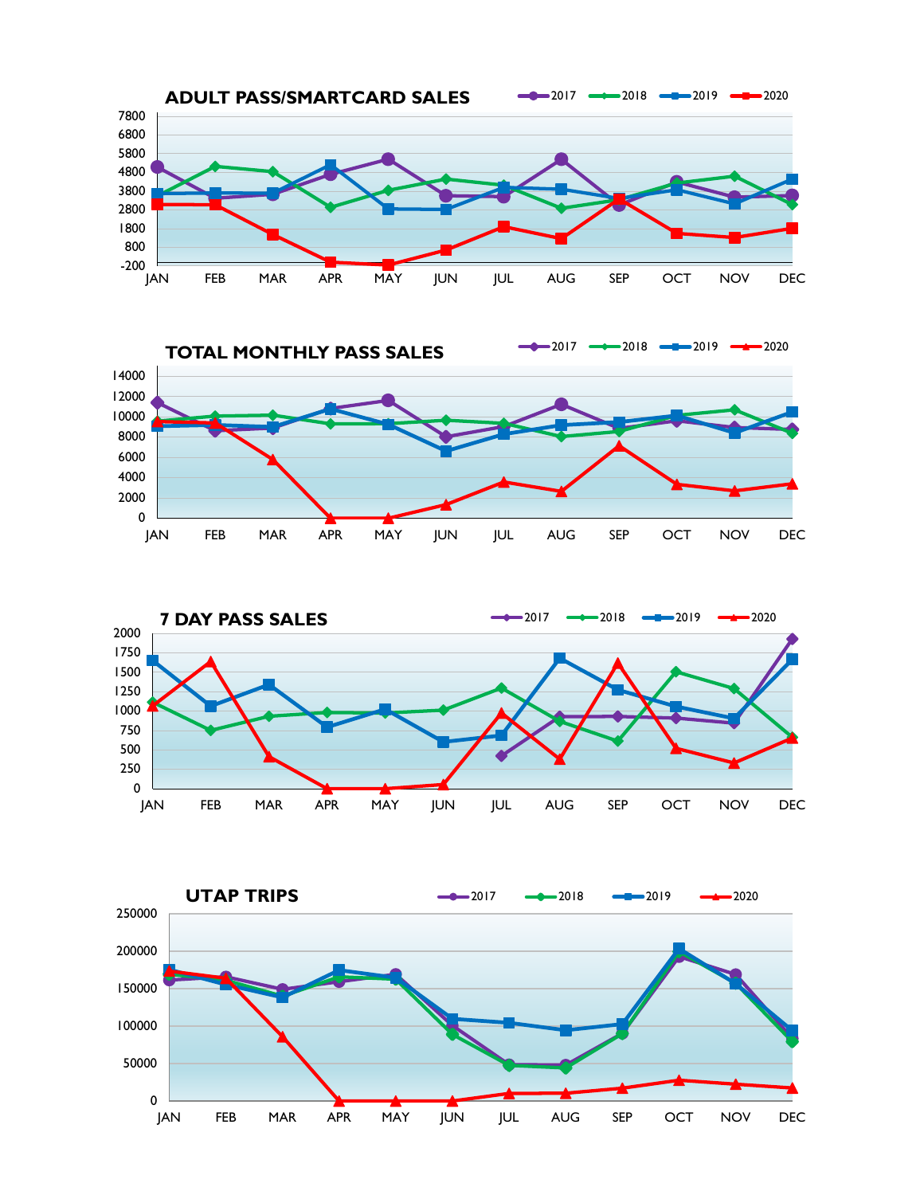## ADULT PASS/SMARTCARD SALES

2017 2018 2019 2020

7800
6800
5800
4800
3800
2800
1800
800
-200

JAN FEB MAR APR MAY JUN JUL AUG SEP OCT NOV DEC

## TOTAL MONTHLY PASS SALES

2017 2018 2019 2020

14000
12000
10000
8000
6000
4000
2000
0

JAN FEB MAR APR MAY JUN JUL AUG SEP OCT NOV DEC

## 7 DAY PASS SALES

2017 2018 2019 2020

2000
1750
1500
1250
1000
750
500
250
0

JAN FEB MAR APR MAY JUN JUL AUG SEP OCT NOV DEC

## UTAP TRIPS

2017 2018 2019 2020

250000
200000
150000
100000
50000
0

JAN FEB MAR APR MAY JUN JUL AUG SEP OCT NOV DEC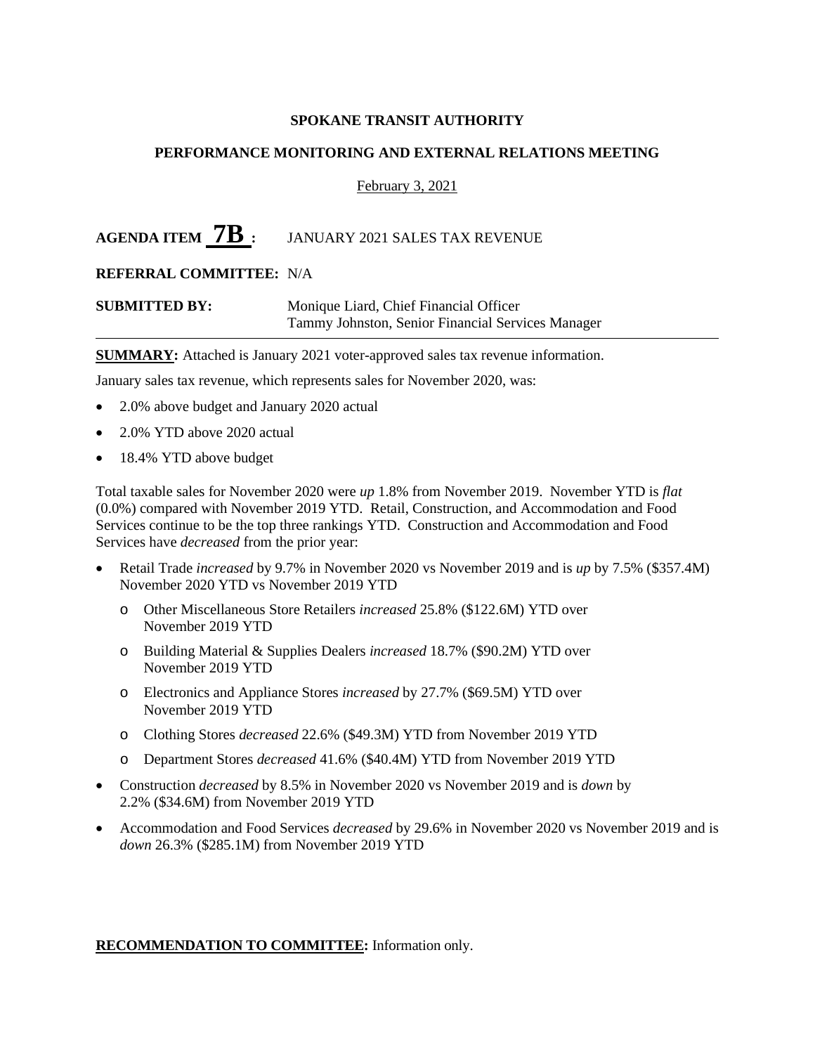**SPOKANE TRANSIT AUTHORITY**

**PERFORMANCE MONITORING AND EXTERNAL RELATIONS MEETING**

February 3, 2021

**AGENDA ITEM 7B :** JANUARY 2021 SALES TAX REVENUE

**REFERRAL COMMITTEE:** N/A

**SUBMITTED BY:** Monique Liard, Chief Financial Officer
Tammy Johnston, Senior Financial Services Manager

---

**SUMMARY:** Attached is January 2021 voter-approved sales tax revenue information.

January sales tax revenue, which represents sales for November 2020, was:

- 2.0% above budget and January 2020 actual
- 2.0% YTD above 2020 actual
- 18.4% YTD above budget

Total taxable sales for November 2020 were *up* 1.8% from November 2019. November YTD is *flat* (0.0%) compared with November 2019 YTD. Retail, Construction, and Accommodation and Food Services continue to be the top three rankings YTD. Construction and Accommodation and Food Services have *decreased* from the prior year:

- Retail Trade *increased* by 9.7% in November 2020 vs November 2019 and is *up* by 7.5% ($357.4M) November 2020 YTD vs November 2019 YTD
  - Other Miscellaneous Store Retailers *increased* 25.8% ($122.6M) YTD over November 2019 YTD
  - Building Material & Supplies Dealers *increased* 18.7% ($90.2M) YTD over November 2019 YTD
  - Electronics and Appliance Stores *increased* by 27.7% ($69.5M) YTD over November 2019 YTD
  - Clothing Stores *decreased* 22.6% ($49.3M) YTD from November 2019 YTD
  - Department Stores *decreased* 41.6% ($40.4M) YTD from November 2019 YTD
- Construction *decreased* by 8.5% in November 2020 vs November 2019 and is *down* by 2.2% ($34.6M) from November 2019 YTD
- Accommodation and Food Services *decreased* by 29.6% in November 2020 vs November 2019 and is *down* 26.3% ($285.1M) from November 2019 YTD

**RECOMMENDATION TO COMMITTEE:** Information only.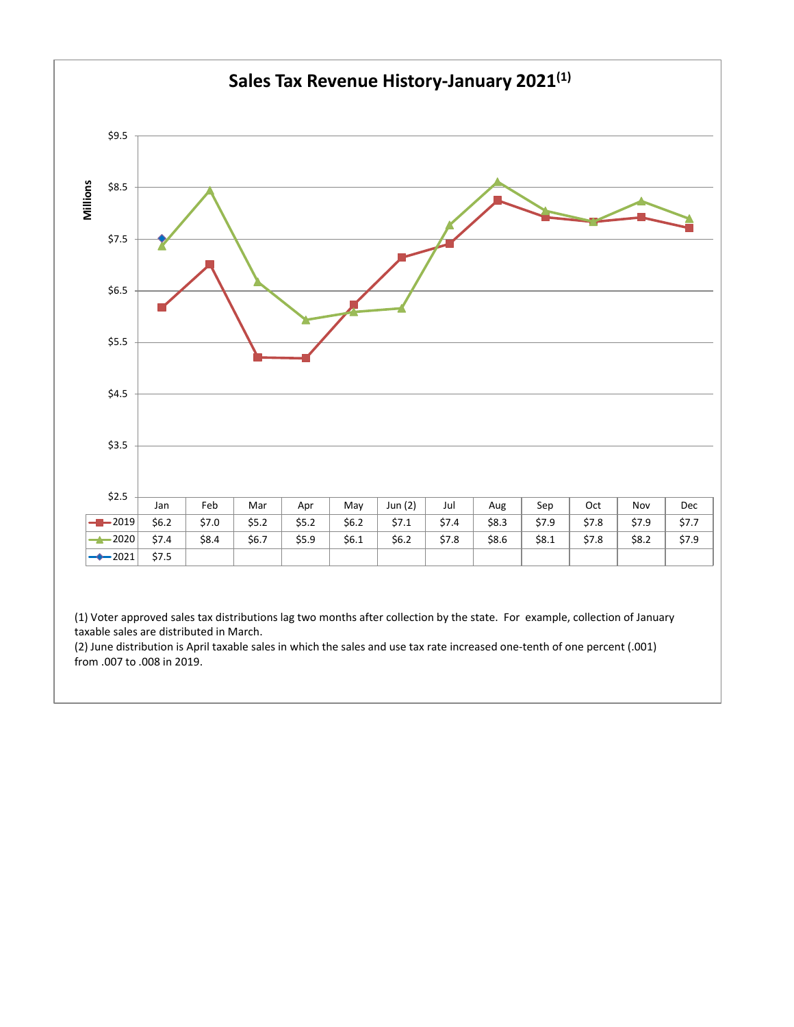## Sales Tax Revenue History-January 2021[1]

Millions

$9.5
$8.5
$7.5
$6.5
$5.5
$4.5
$3.5
$2.5

| | Jan | Feb | Mar | Apr | May | Jun (2) | Jul | Aug | Sep | Oct | Nov | Dec |
|---|---|---|---|---|---|---|---|---|---|---|---|---|
| 2019 | $6.2 | $7.0 | $5.2 | $5.2 | $6.2 | $7.1 | $7.4 | $8.3 | $7.9 | $7.8 | $7.9 | $7.7 |
| 2020 | $7.4 | $8.4 | $6.7 | $5.9 | $6.1 | $6.2 | $7.8 | $8.6 | $8.1 | $7.8 | $8.2 | $7.9 |
| 2021 | $7.5 | | | | | | | | | | | |

(1) Voter approved sales tax distributions lag two months after collection by the state. For example, collection of January taxable sales are distributed in March.

(2) June distribution is April taxable sales in which the sales and use tax rate increased one-tenth of one percent (.001) from .007 to .008 in 2019.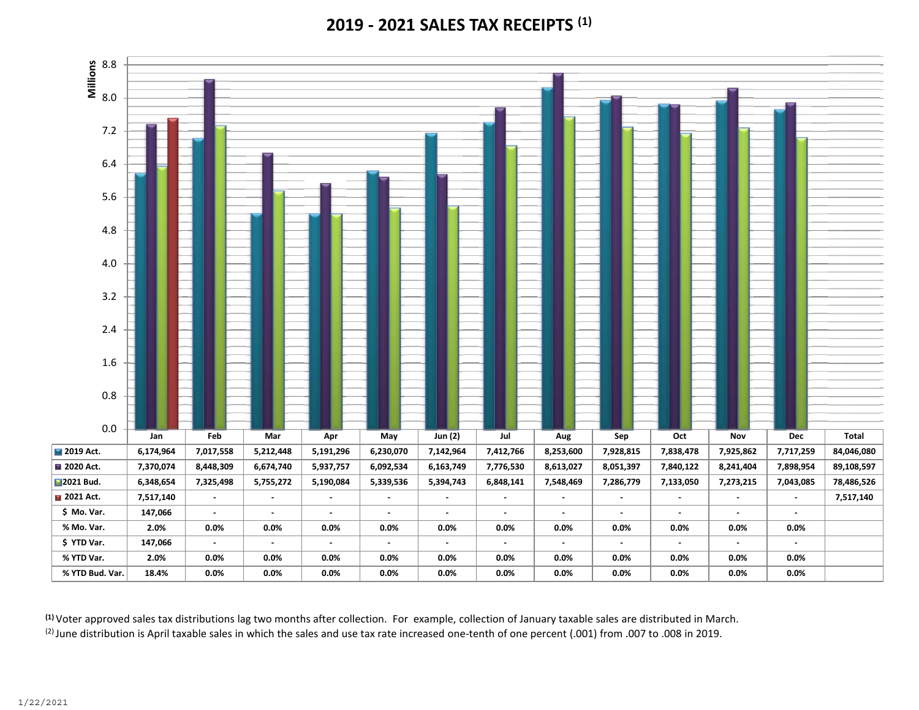# 2019 - 2021 SALES TAX RECEIPTS [1]

Millions

8.8
8.0
7.2
6.4
5.6
4.8
4.0
3.2
2.4
1.6
0.8
0.0

| | Jan | Feb | Mar | Apr | May | Jun (2) | Jul | Aug | Sep | Oct | Nov | Dec | Total |
|---|---|---|---|---|---|---|---|---|---|---|---|---|---|
| 2019 Act. | 6,174,964 | 7,017,558 | 5,212,448 | 5,191,296 | 6,230,070 | 7,142,964 | 7,412,766 | 8,253,600 | 7,928,815 | 7,838,478 | 7,925,862 | 7,717,259 | 84,046,080 |
| 2020 Act. | 7,370,074 | 8,448,309 | 6,674,740 | 5,937,757 | 6,092,534 | 6,163,749 | 7,776,530 | 8,613,027 | 8,051,397 | 7,840,122 | 8,241,404 | 7,898,954 | 89,108,597 |
| 2021 Bud. | 6,348,654 | 7,325,498 | 5,755,272 | 5,190,084 | 5,339,536 | 5,394,743 | 6,848,141 | 7,548,469 | 7,286,779 | 7,133,050 | 7,273,215 | 7,043,085 | 78,486,526 |
| 2021 Act. | 7,517,140 | - | - | - | - | - | - | - | - | - | - | - | 7,517,140 |
| $ Mo. Var. | 147,066 | - | - | - | - | - | - | - | - | - | - | - | |
| % Mo. Var. | 2.0% | 0.0% | 0.0% | 0.0% | 0.0% | 0.0% | 0.0% | 0.0% | 0.0% | 0.0% | 0.0% | 0.0% | |
| $ YTD Var. | 147,066 | - | - | - | - | - | - | - | - | - | - | - | |
| % YTD Var. | 2.0% | 0.0% | 0.0% | 0.0% | 0.0% | 0.0% | 0.0% | 0.0% | 0.0% | 0.0% | 0.0% | 0.0% | |
| % YTD Bud. Var. | 18.4% | 0.0% | 0.0% | 0.0% | 0.0% | 0.0% | 0.0% | 0.0% | 0.0% | 0.0% | 0.0% | 0.0% | |

[1] Voter approved sales tax distributions lag two months after collection. For example, collection of January taxable sales are distributed in March.

[2] June distribution is April taxable sales in which the sales and use tax rate increased one-tenth of one percent (.001) from .007 to .008 in 2019.

1/22/2021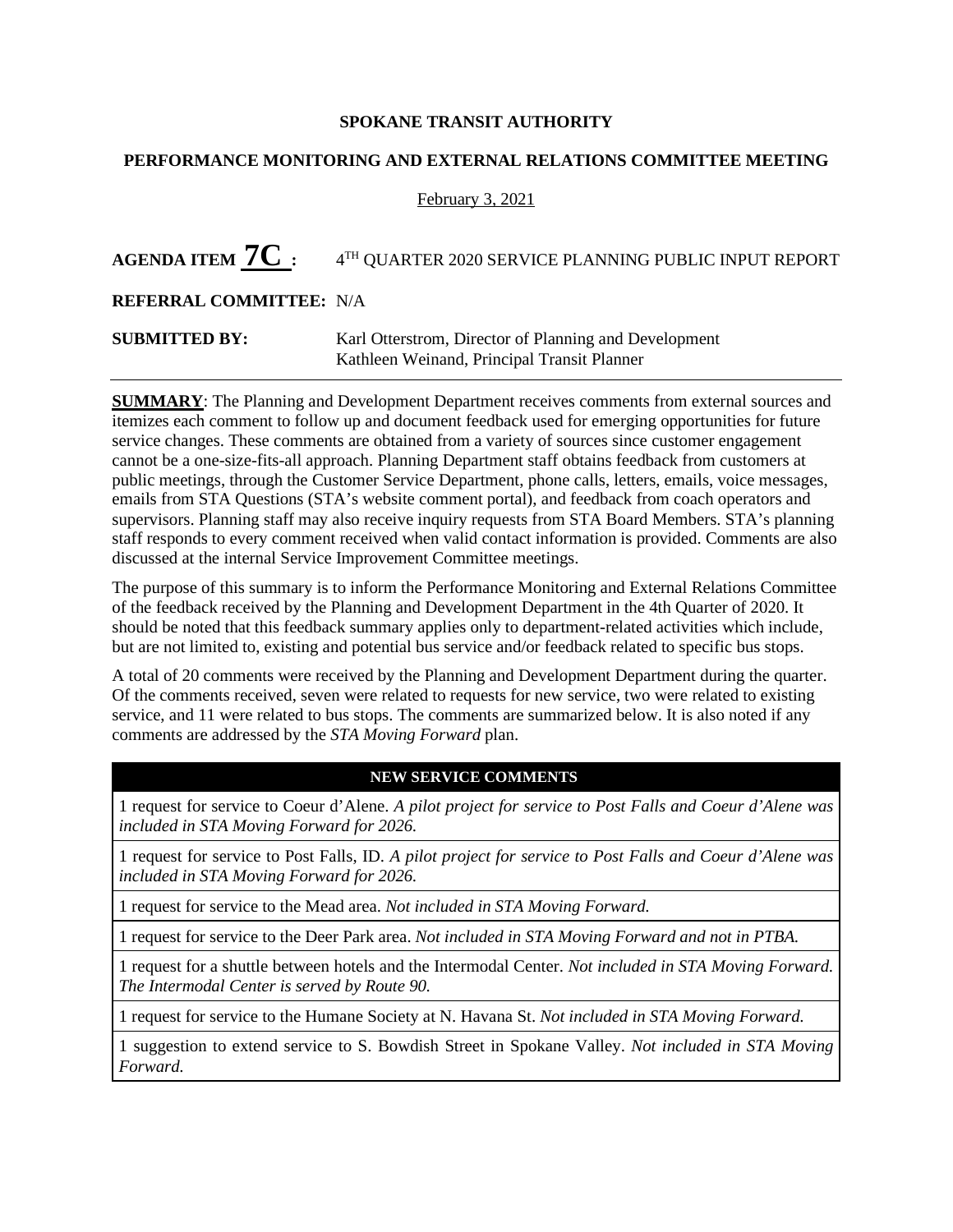**SPOKANE TRANSIT AUTHORITY**

**PERFORMANCE MONITORING AND EXTERNAL RELATIONS COMMITTEE MEETING**

February 3, 2021

**AGENDA ITEM 7C :** 4TH QUARTER 2020 SERVICE PLANNING PUBLIC INPUT REPORT

**REFERRAL COMMITTEE:** N/A

**SUBMITTED BY:** Karl Otterstrom, Director of Planning and Development
Kathleen Weinand, Principal Transit Planner

---

**SUMMARY**: The Planning and Development Department receives comments from external sources and itemizes each comment to follow up and document feedback used for emerging opportunities for future service changes. These comments are obtained from a variety of sources since customer engagement cannot be a one-size-fits-all approach. Planning Department staff obtains feedback from customers at public meetings, through the Customer Service Department, phone calls, letters, emails, voice messages, emails from STA Questions (STA's website comment portal), and feedback from coach operators and supervisors. Planning staff may also receive inquiry requests from STA Board Members. STA's planning staff responds to every comment received when valid contact information is provided. Comments are also discussed at the internal Service Improvement Committee meetings.

The purpose of this summary is to inform the Performance Monitoring and External Relations Committee of the feedback received by the Planning and Development Department in the 4th Quarter of 2020. It should be noted that this feedback summary applies only to department-related activities which include, but are not limited to, existing and potential bus service and/or feedback related to specific bus stops.

A total of 20 comments were received by the Planning and Development Department during the quarter. Of the comments received, seven were related to requests for new service, two were related to existing service, and 11 were related to bus stops. The comments are summarized below. It is also noted if any comments are addressed by the *STA Moving Forward* plan.

| NEW SERVICE COMMENTS |
|---|
| 1 request for service to Coeur d'Alene. *A pilot project for service to Post Falls and Coeur d'Alene was included in STA Moving Forward for 2026.* |
| 1 request for service to Post Falls, ID. *A pilot project for service to Post Falls and Coeur d'Alene was included in STA Moving Forward for 2026.* |
| 1 request for service to the Mead area. *Not included in STA Moving Forward.* |
| 1 request for service to the Deer Park area. *Not included in STA Moving Forward and not in PTBA.* |
| 1 request for a shuttle between hotels and the Intermodal Center. *Not included in STA Moving Forward. The Intermodal Center is served by Route 90.* |
| 1 request for service to the Humane Society at N. Havana St. *Not included in STA Moving Forward.* |
| 1 suggestion to extend service to S. Bowdish Street in Spokane Valley. *Not included in STA Moving Forward.* |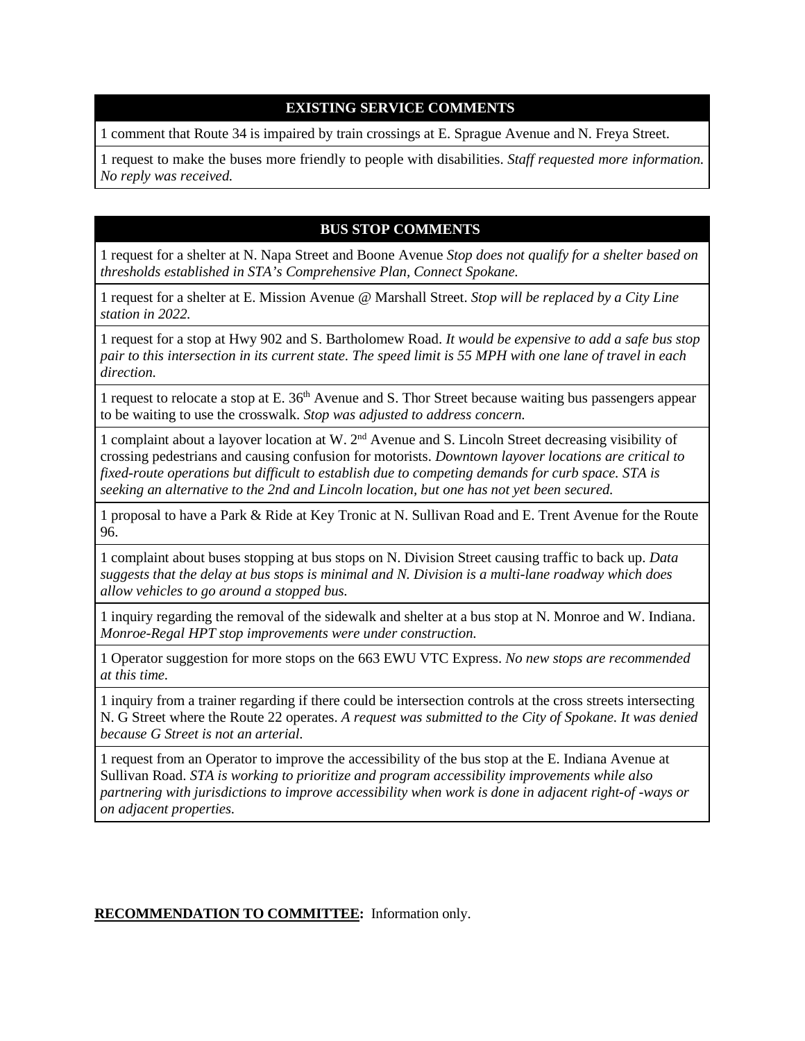| EXISTING SERVICE COMMENTS |
| --- |
| 1 comment that Route 34 is impaired by train crossings at E. Sprague Avenue and N. Freya Street. |
| 1 request to make the buses more friendly to people with disabilities. *Staff requested more information. No reply was received.* |

| BUS STOP COMMENTS |
| --- |
| 1 request for a shelter at N. Napa Street and Boone Avenue *Stop does not qualify for a shelter based on thresholds established in STA's Comprehensive Plan, Connect Spokane.* |
| 1 request for a shelter at E. Mission Avenue @ Marshall Street. *Stop will be replaced by a City Line station in 2022.* |
| 1 request for a stop at Hwy 902 and S. Bartholomew Road. *It would be expensive to add a safe bus stop pair to this intersection in its current state. The speed limit is 55 MPH with one lane of travel in each direction.* |
| 1 request to relocate a stop at E. 36th Avenue and S. Thor Street because waiting bus passengers appear to be waiting to use the crosswalk. *Stop was adjusted to address concern.* |
| 1 complaint about a layover location at W. 2nd Avenue and S. Lincoln Street decreasing visibility of crossing pedestrians and causing confusion for motorists. *Downtown layover locations are critical to fixed-route operations but difficult to establish due to competing demands for curb space. STA is seeking an alternative to the 2nd and Lincoln location, but one has not yet been secured.* |
| 1 proposal to have a Park & Ride at Key Tronic at N. Sullivan Road and E. Trent Avenue for the Route 96. |
| 1 complaint about buses stopping at bus stops on N. Division Street causing traffic to back up. *Data suggests that the delay at bus stops is minimal and N. Division is a multi-lane roadway which does allow vehicles to go around a stopped bus.* |
| 1 inquiry regarding the removal of the sidewalk and shelter at a bus stop at N. Monroe and W. Indiana. *Monroe-Regal HPT stop improvements were under construction.* |
| 1 Operator suggestion for more stops on the 663 EWU VTC Express. *No new stops are recommended at this time.* |
| 1 inquiry from a trainer regarding if there could be intersection controls at the cross streets intersecting N. G Street where the Route 22 operates. *A request was submitted to the City of Spokane. It was denied because G Street is not an arterial.* |
| 1 request from an Operator to improve the accessibility of the bus stop at the E. Indiana Avenue at Sullivan Road. *STA is working to prioritize and program accessibility improvements while also partnering with jurisdictions to improve accessibility when work is done in adjacent right-of -ways or on adjacent properties.* |

**RECOMMENDATION TO COMMITTEE:** Information only.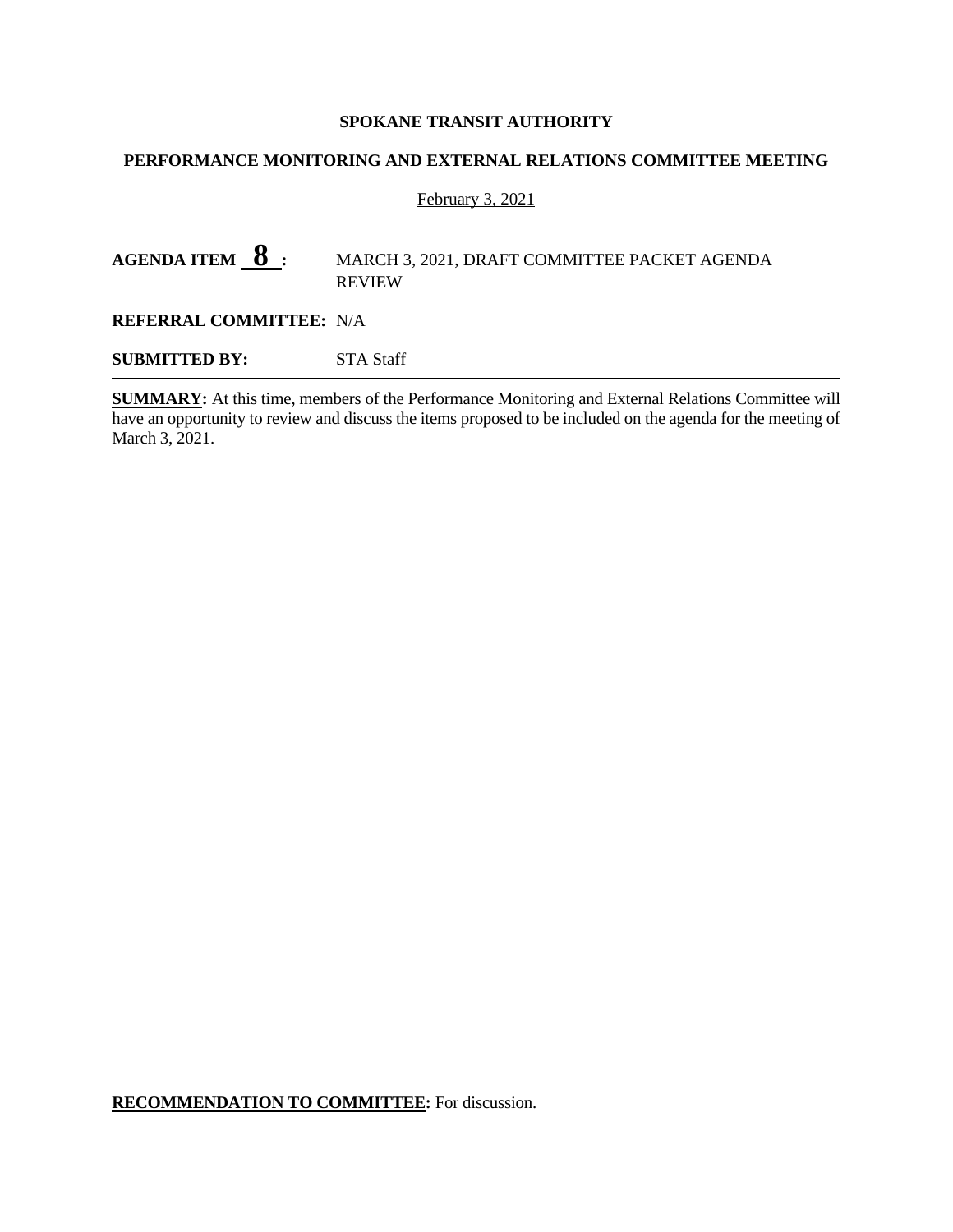**SPOKANE TRANSIT AUTHORITY**

**PERFORMANCE MONITORING AND EXTERNAL RELATIONS COMMITTEE MEETING**

February 3, 2021

**AGENDA ITEM 8 :** MARCH 3, 2021, DRAFT COMMITTEE PACKET AGENDA REVIEW

**REFERRAL COMMITTEE:** N/A

**SUBMITTED BY:** STA Staff

---

**SUMMARY:** At this time, members of the Performance Monitoring and External Relations Committee will have an opportunity to review and discuss the items proposed to be included on the agenda for the meeting of March 3, 2021.

**RECOMMENDATION TO COMMITTEE:** For discussion.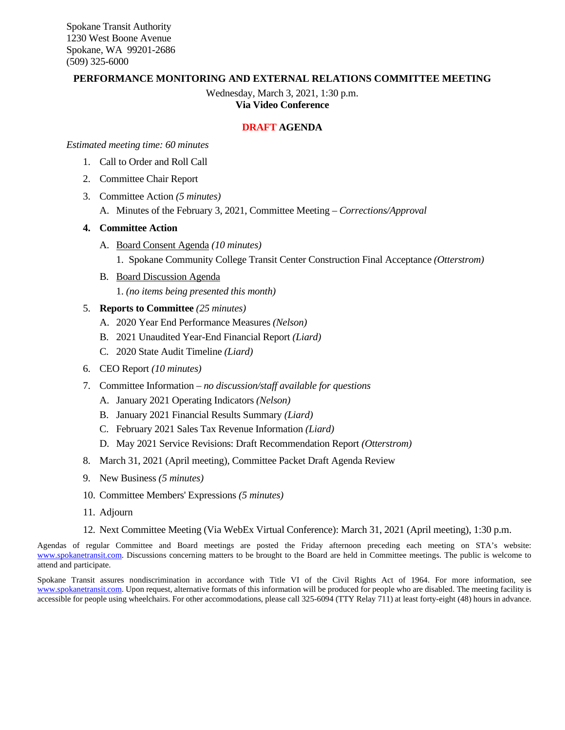Spokane Transit Authority
1230 West Boone Avenue
Spokane, WA 99201-2686
(509) 325-6000

**PERFORMANCE MONITORING AND EXTERNAL RELATIONS COMMITTEE MEETING**

Wednesday, March 3, 2021, 1:30 p.m.
**Via Video Conference**

**DRAFT AGENDA**

*Estimated meeting time: 60 minutes*

1. Call to Order and Roll Call
2. Committee Chair Report
3. Committee Action *(5 minutes)*
   A. Minutes of the February 3, 2021, Committee Meeting – *Corrections/Approval*
4. **Committee Action**
   A. Board Consent Agenda *(10 minutes)*
      1. Spokane Community College Transit Center Construction Final Acceptance *(Otterstrom)*
   
   B. Board Discussion Agenda
      1. *(no items being presented this month)*
5. **Reports to Committee** *(25 minutes)*
   A. 2020 Year End Performance Measures *(Nelson)*
   B. 2021 Unaudited Year-End Financial Report *(Liard)*
   C. 2020 State Audit Timeline *(Liard)*
6. CEO Report *(10 minutes)*
7. Committee Information – *no discussion/staff available for questions*
   A. January 2021 Operating Indicators *(Nelson)*
   B. January 2021 Financial Results Summary *(Liard)*
   C. February 2021 Sales Tax Revenue Information *(Liard)*
   D. May 2021 Service Revisions: Draft Recommendation Report *(Otterstrom)*
8. March 31, 2021 (April meeting), Committee Packet Draft Agenda Review
9. New Business *(5 minutes)*
10. Committee Members' Expressions *(5 minutes)*
11. Adjourn
12. Next Committee Meeting (Via WebEx Virtual Conference): March 31, 2021 (April meeting), 1:30 p.m.

Agendas of regular Committee and Board meetings are posted the Friday afternoon preceding each meeting on STA's website: www.spokanetransit.com. Discussions concerning matters to be brought to the Board are held in Committee meetings. The public is welcome to attend and participate.

Spokane Transit assures nondiscrimination in accordance with Title VI of the Civil Rights Act of 1964. For more information, see www.spokanetransit.com. Upon request, alternative formats of this information will be produced for people who are disabled. The meeting facility is accessible for people using wheelchairs. For other accommodations, please call 325-6094 (TTY Relay 711) at least forty-eight (48) hours in advance.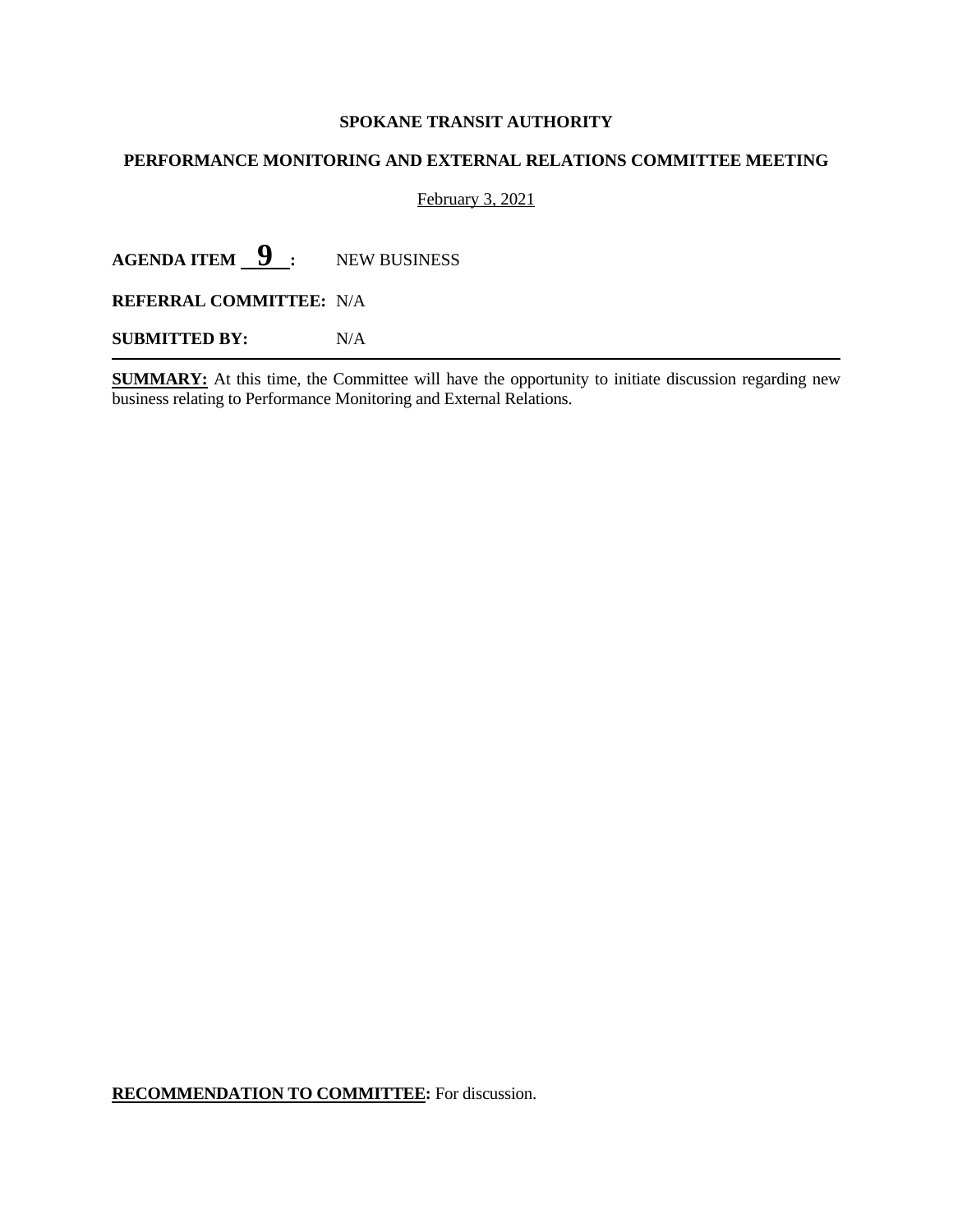**SPOKANE TRANSIT AUTHORITY**

**PERFORMANCE MONITORING AND EXTERNAL RELATIONS COMMITTEE MEETING**

February 3, 2021

**AGENDA ITEM 9 :** NEW BUSINESS

**REFERRAL COMMITTEE:** N/A

**SUBMITTED BY:** N/A

---

**SUMMARY:** At this time, the Committee will have the opportunity to initiate discussion regarding new business relating to Performance Monitoring and External Relations.

**RECOMMENDATION TO COMMITTEE:** For discussion.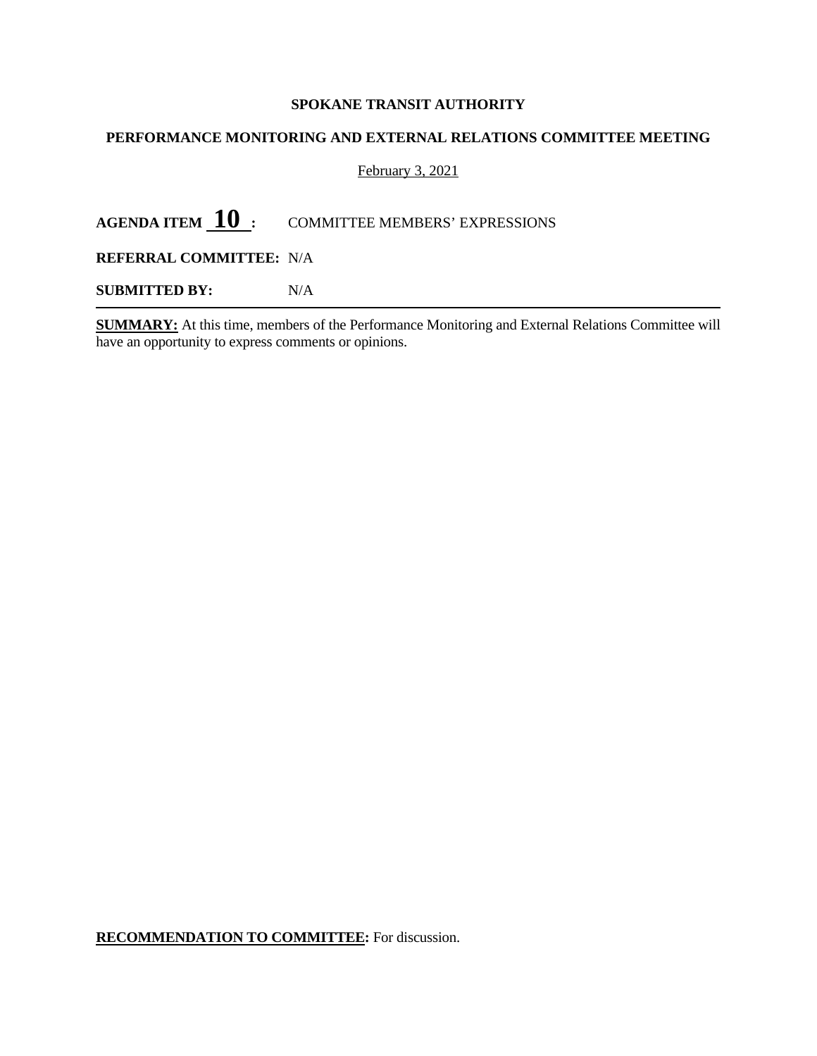**SPOKANE TRANSIT AUTHORITY**

**PERFORMANCE MONITORING AND EXTERNAL RELATIONS COMMITTEE MEETING**

February 3, 2021

**AGENDA ITEM 10 :** COMMITTEE MEMBERS' EXPRESSIONS

**REFERRAL COMMITTEE:** N/A

**SUBMITTED BY:** N/A

---

**SUMMARY:** At this time, members of the Performance Monitoring and External Relations Committee will have an opportunity to express comments or opinions.

**RECOMMENDATION TO COMMITTEE:** For discussion.